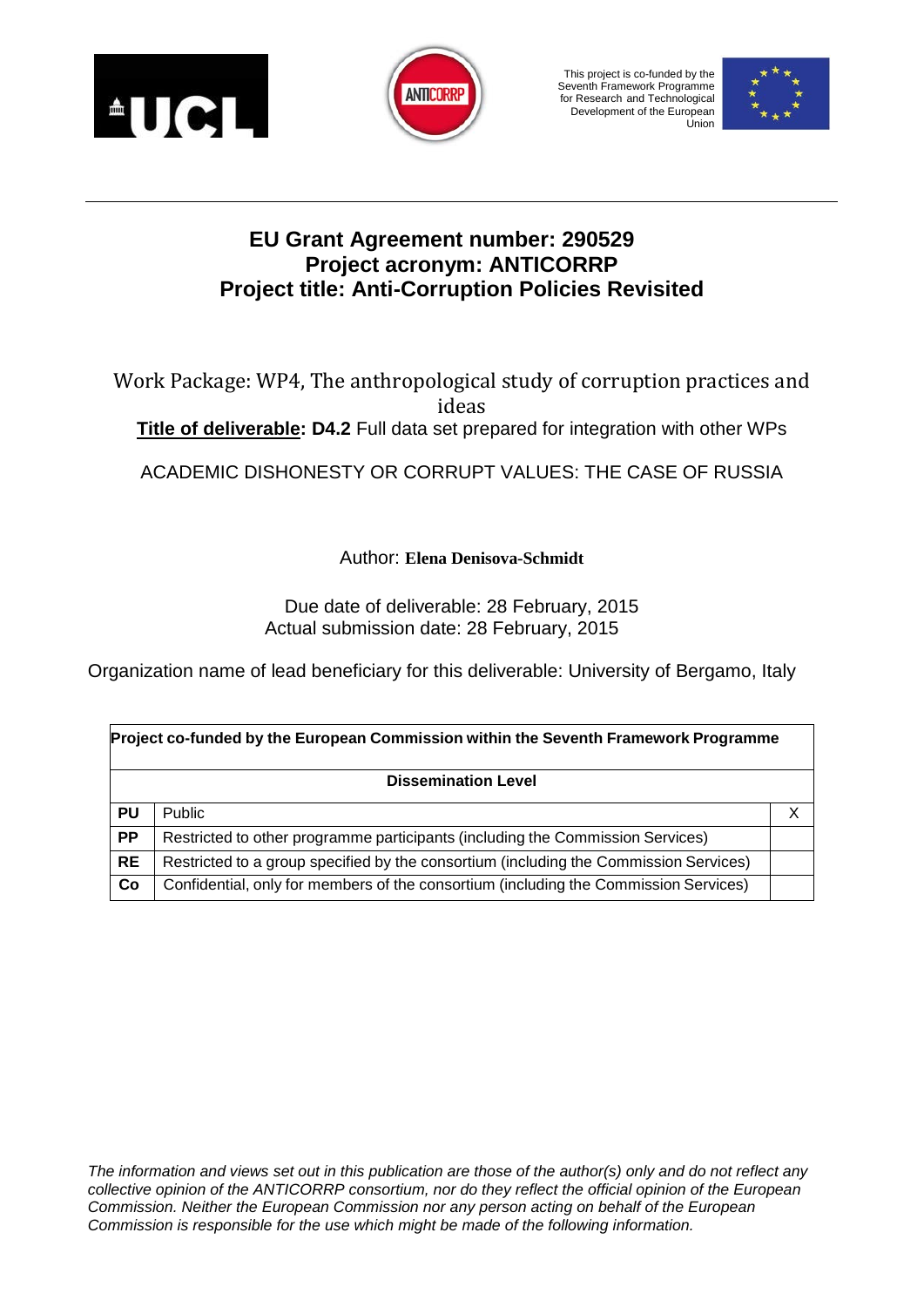This project is co-funded by the Seventh Framework Programme for Research and Technological Development of the European Union

# EU Grant Agreement number: 290529
# Project acronym: ANTICORRP
# Project title: Anti-Corruption Policies Revisited

Work Package: WP4, The anthropological study of corruption practices and ideas

**Title of deliverable: D4.2** Full data set prepared for integration with other WPs

ACADEMIC DISHONESTY OR CORRUPT VALUES: THE CASE OF RUSSIA

Author: **Elena Denisova-Schmidt**

Due date of deliverable: 28 February, 2015

Actual submission date: 28 February, 2015

Organization name of lead beneficiary for this deliverable: University of Bergamo, Italy

| **Project co-funded by the European Commission within the Seventh Framework Programme** | | |
|---|---|---|
| **Dissemination Level** | | |
| **PU** | Public | X |
| **PP** | Restricted to other programme participants (including the Commission Services) | |
| **RE** | Restricted to a group specified by the consortium (including the Commission Services) | |
| **Co** | Confidential, only for members of the consortium (including the Commission Services) | |

*The information and views set out in this publication are those of the author(s) only and do not reflect any collective opinion of the ANTICORRP consortium, nor do they reflect the official opinion of the European Commission. Neither the European Commission nor any person acting on behalf of the European Commission is responsible for the use which might be made of the following information.*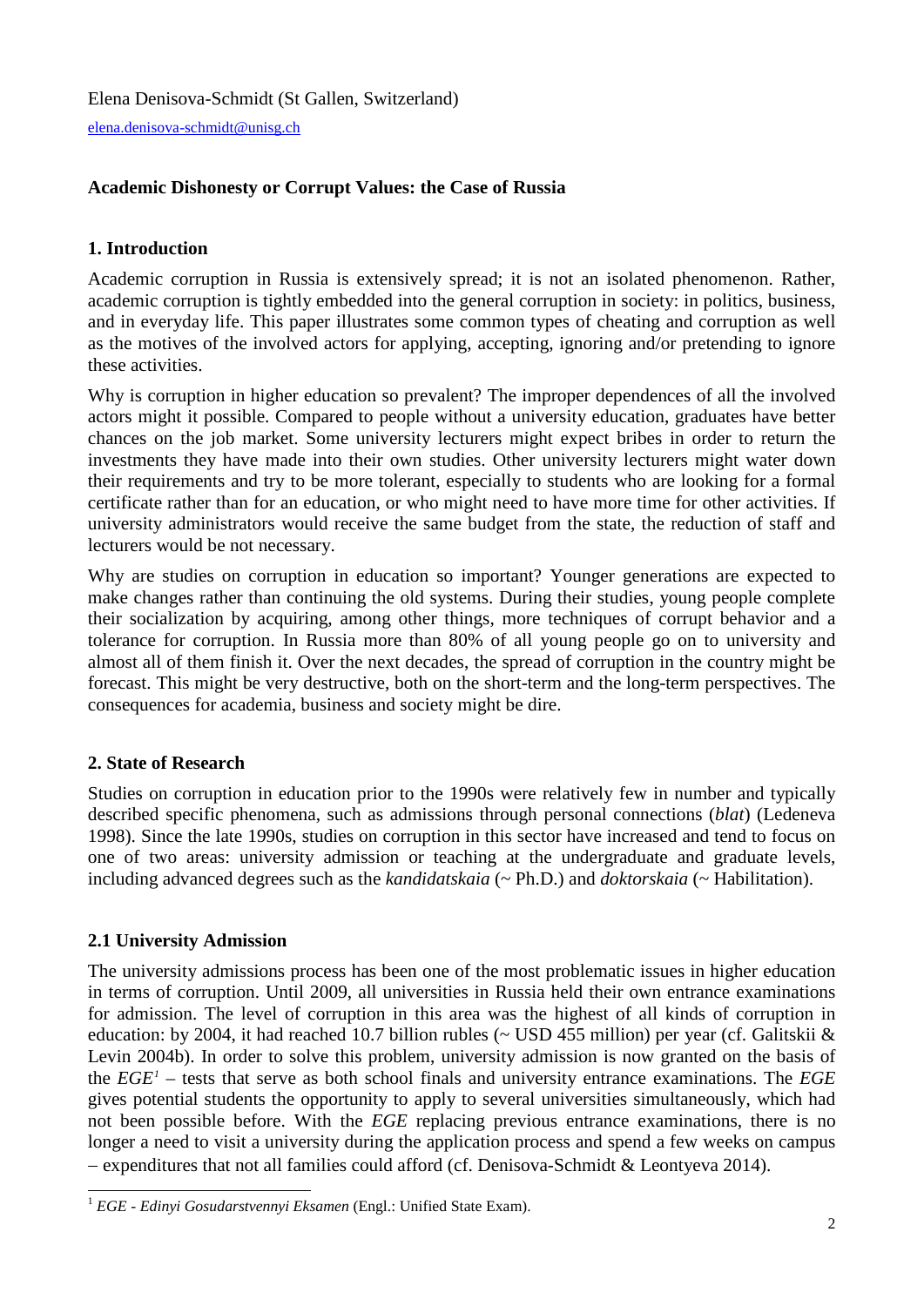Elena Denisova-Schmidt (St Gallen, Switzerland)

elena.denisova-schmidt@unisg.ch

**Academic Dishonesty or Corrupt Values: the Case of Russia**

## 1. Introduction

Academic corruption in Russia is extensively spread; it is not an isolated phenomenon. Rather, academic corruption is tightly embedded into the general corruption in society: in politics, business, and in everyday life. This paper illustrates some common types of cheating and corruption as well as the motives of the involved actors for applying, accepting, ignoring and/or pretending to ignore these activities.

Why is corruption in higher education so prevalent? The improper dependences of all the involved actors might it possible. Compared to people without a university education, graduates have better chances on the job market. Some university lecturers might expect bribes in order to return the investments they have made into their own studies. Other university lecturers might water down their requirements and try to be more tolerant, especially to students who are looking for a formal certificate rather than for an education, or who might need to have more time for other activities. If university administrators would receive the same budget from the state, the reduction of staff and lecturers would be not necessary.

Why are studies on corruption in education so important? Younger generations are expected to make changes rather than continuing the old systems. During their studies, young people complete their socialization by acquiring, among other things, more techniques of corrupt behavior and a tolerance for corruption. In Russia more than 80% of all young people go on to university and almost all of them finish it. Over the next decades, the spread of corruption in the country might be forecast. This might be very destructive, both on the short-term and the long-term perspectives. The consequences for academia, business and society might be dire.

## 2. State of Research

Studies on corruption in education prior to the 1990s were relatively few in number and typically described specific phenomena, such as admissions through personal connections (*blat*) (Ledeneva 1998). Since the late 1990s, studies on corruption in this sector have increased and tend to focus on one of two areas: university admission or teaching at the undergraduate and graduate levels, including advanced degrees such as the *kandidatskaia* (~ Ph.D.) and *doktorskaia* (~ Habilitation).

### 2.1 University Admission

The university admissions process has been one of the most problematic issues in higher education in terms of corruption. Until 2009, all universities in Russia held their own entrance examinations for admission. The level of corruption in this area was the highest of all kinds of corruption in education: by 2004, it had reached 10.7 billion rubles (~ USD 455 million) per year (cf. Galitskii & Levin 2004b). In order to solve this problem, university admission is now granted on the basis of the *EGE*[1] – tests that serve as both school finals and university entrance examinations. The *EGE* gives potential students the opportunity to apply to several universities simultaneously, which had not been possible before. With the *EGE* replacing previous entrance examinations, there is no longer a need to visit a university during the application process and spend a few weeks on campus – expenditures that not all families could afford (cf. Denisova-Schmidt & Leontyeva 2014).

[1] *EGE - Edinyi Gosudarstvennyi Eksamen* (Engl.: Unified State Exam).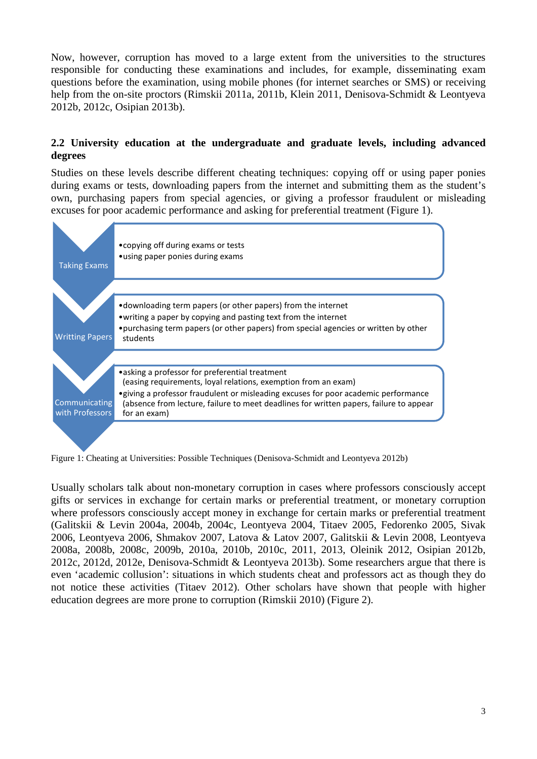Now, however, corruption has moved to a large extent from the universities to the structures responsible for conducting these examinations and includes, for example, disseminating exam questions before the examination, using mobile phones (for internet searches or SMS) or receiving help from the on-site proctors (Rimskii 2011a, 2011b, Klein 2011, Denisova-Schmidt & Leontyeva 2012b, 2012c, Osipian 2013b).

## 2.2 University education at the undergraduate and graduate levels, including advanced degrees

Studies on these levels describe different cheating techniques: copying off or using paper ponies during exams or tests, downloading papers from the internet and submitting them as the student's own, purchasing papers from special agencies, or giving a professor fraudulent or misleading excuses for poor academic performance and asking for preferential treatment (Figure 1).

**Taking Exams**

- copying off during exams or tests
- using paper ponies during exams

**Writting Papers**

- downloading term papers (or other papers) from the internet
- writing a paper by copying and pasting text from the internet
- purchasing term papers (or other papers) from special agencies or written by other students

**Communicating with Professors**

- asking a professor for preferential treatment (easing requirements, loyal relations, exemption from an exam)
- giving a professor fraudulent or misleading excuses for poor academic performance (absence from lecture, failure to meet deadlines for written papers, failure to appear for an exam)

Figure 1: Cheating at Universities: Possible Techniques (Denisova-Schmidt and Leontyeva 2012b)

Usually scholars talk about non-monetary corruption in cases where professors consciously accept gifts or services in exchange for certain marks or preferential treatment, or monetary corruption where professors consciously accept money in exchange for certain marks or preferential treatment (Galitskii & Levin 2004a, 2004b, 2004c, Leontyeva 2004, Titaev 2005, Fedorenko 2005, Sivak 2006, Leontyeva 2006, Shmakov 2007, Latova & Latov 2007, Galitskii & Levin 2008, Leontyeva 2008a, 2008b, 2008c, 2009b, 2010a, 2010b, 2010c, 2011, 2013, Oleinik 2012, Osipian 2012b, 2012c, 2012d, 2012e, Denisova-Schmidt & Leontyeva 2013b). Some researchers argue that there is even 'academic collusion': situations in which students cheat and professors act as though they do not notice these activities (Titaev 2012). Other scholars have shown that people with higher education degrees are more prone to corruption (Rimskii 2010) (Figure 2).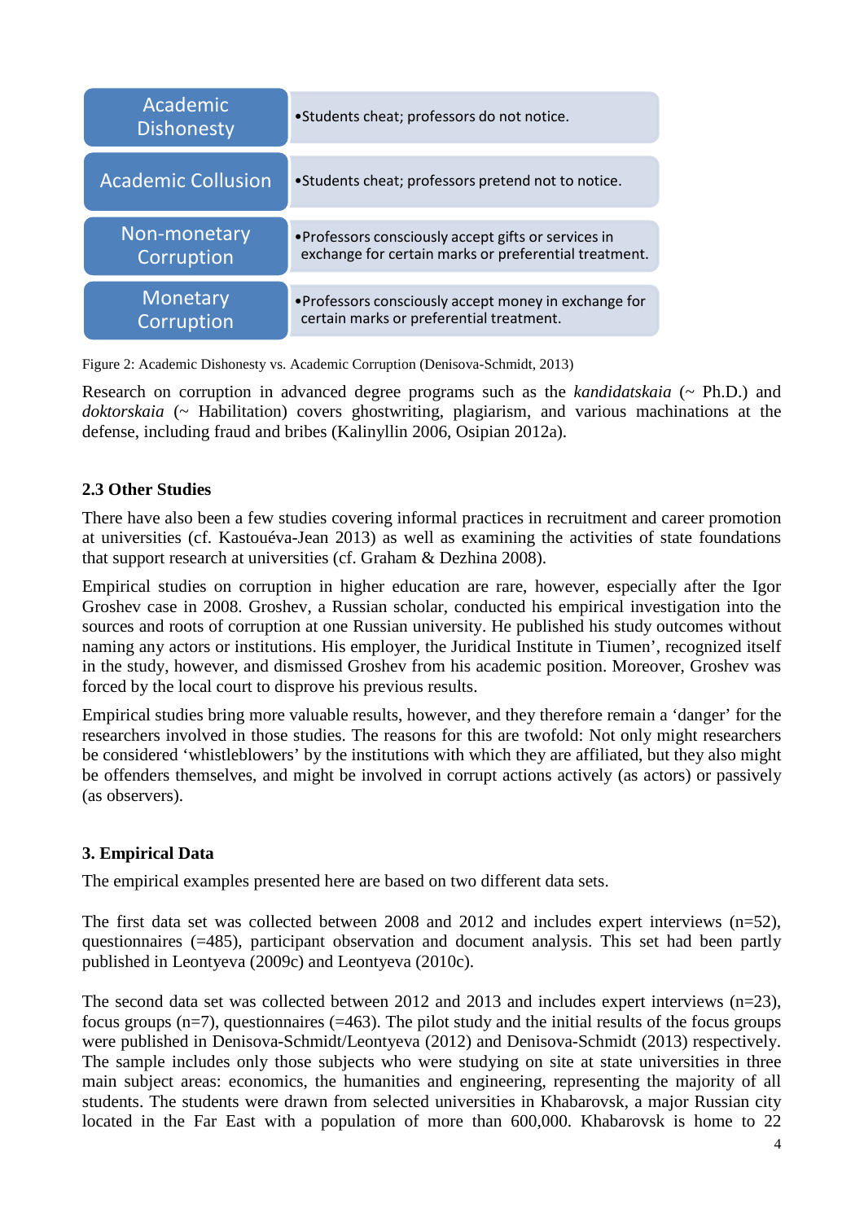| | |
|---|---|
| Academic Dishonesty | •Students cheat; professors do not notice. |
| Academic Collusion | •Students cheat; professors pretend not to notice. |
| Non-monetary Corruption | •Professors consciously accept gifts or services in exchange for certain marks or preferential treatment. |
| Monetary Corruption | •Professors consciously accept money in exchange for certain marks or preferential treatment. |

Figure 2: Academic Dishonesty vs. Academic Corruption (Denisova-Schmidt, 2013)

Research on corruption in advanced degree programs such as the *kandidatskaia* (~ Ph.D.) and *doktorskaia* (~ Habilitation) covers ghostwriting, plagiarism, and various machinations at the defense, including fraud and bribes (Kalinyllin 2006, Osipian 2012a).

### 2.3 Other Studies

There have also been a few studies covering informal practices in recruitment and career promotion at universities (cf. Kastouéva-Jean 2013) as well as examining the activities of state foundations that support research at universities (cf. Graham & Dezhina 2008).

Empirical studies on corruption in higher education are rare, however, especially after the Igor Groshev case in 2008. Groshev, a Russian scholar, conducted his empirical investigation into the sources and roots of corruption at one Russian university. He published his study outcomes without naming any actors or institutions. His employer, the Juridical Institute in Tiumen', recognized itself in the study, however, and dismissed Groshev from his academic position. Moreover, Groshev was forced by the local court to disprove his previous results.

Empirical studies bring more valuable results, however, and they therefore remain a 'danger' for the researchers involved in those studies. The reasons for this are twofold: Not only might researchers be considered 'whistleblowers' by the institutions with which they are affiliated, but they also might be offenders themselves, and might be involved in corrupt actions actively (as actors) or passively (as observers).

## 3. Empirical Data

The empirical examples presented here are based on two different data sets.

The first data set was collected between 2008 and 2012 and includes expert interviews (n=52), questionnaires (=485), participant observation and document analysis. This set had been partly published in Leontyeva (2009c) and Leontyeva (2010c).

The second data set was collected between 2012 and 2013 and includes expert interviews (n=23), focus groups (n=7), questionnaires (=463). The pilot study and the initial results of the focus groups were published in Denisova-Schmidt/Leontyeva (2012) and Denisova-Schmidt (2013) respectively. The sample includes only those subjects who were studying on site at state universities in three main subject areas: economics, the humanities and engineering, representing the majority of all students. The students were drawn from selected universities in Khabarovsk, a major Russian city located in the Far East with a population of more than 600,000. Khabarovsk is home to 22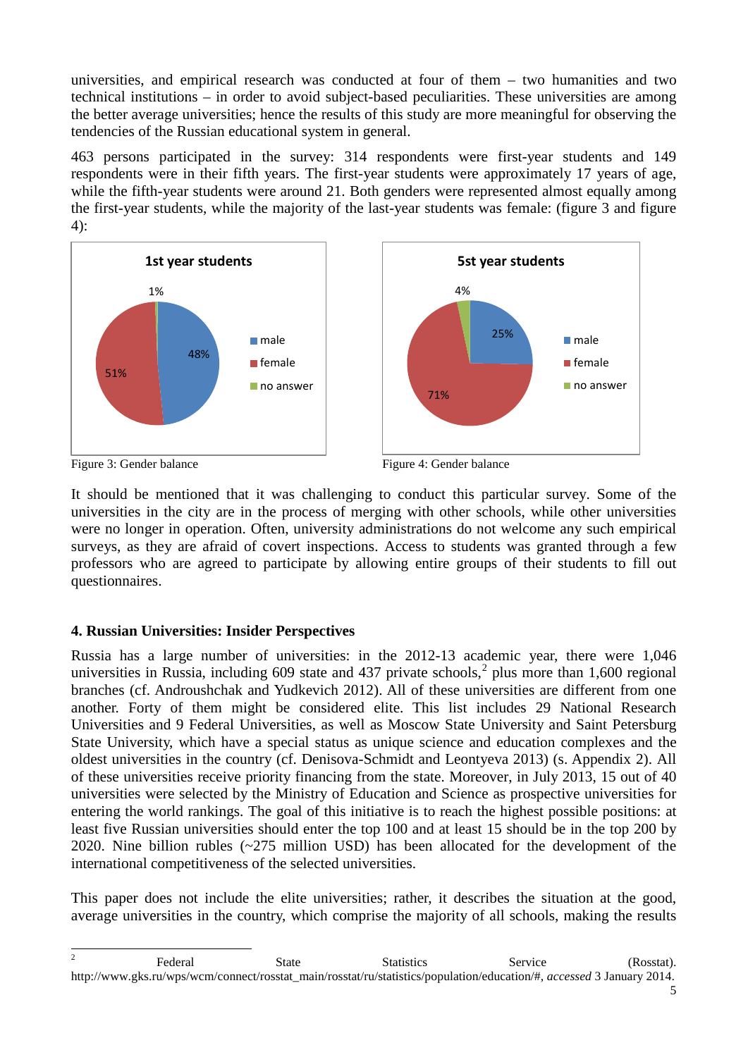universities, and empirical research was conducted at four of them – two humanities and two technical institutions – in order to avoid subject-based peculiarities. These universities are among the better average universities; hence the results of this study are more meaningful for observing the tendencies of the Russian educational system in general.

463 persons participated in the survey: 314 respondents were first-year students and 149 respondents were in their fifth years. The first-year students were approximately 17 years of age, while the fifth-year students were around 21. Both genders were represented almost equally among the first-year students, while the majority of the last-year students was female: (figure 3 and figure 4):

Figure 3: Gender balance

Figure 4: Gender balance

It should be mentioned that it was challenging to conduct this particular survey. Some of the universities in the city are in the process of merging with other schools, while other universities were no longer in operation. Often, university administrations do not welcome any such empirical surveys, as they are afraid of covert inspections. Access to students was granted through a few professors who are agreed to participate by allowing entire groups of their students to fill out questionnaires.

## 4. Russian Universities: Insider Perspectives

Russia has a large number of universities: in the 2012-13 academic year, there were 1,046 universities in Russia, including 609 state and 437 private schools,[2] plus more than 1,600 regional branches (cf. Androushchak and Yudkevich 2012). All of these universities are different from one another. Forty of them might be considered elite. This list includes 29 National Research Universities and 9 Federal Universities, as well as Moscow State University and Saint Petersburg State University, which have a special status as unique science and education complexes and the oldest universities in the country (cf. Denisova-Schmidt and Leontyeva 2013) (s. Appendix 2). All of these universities receive priority financing from the state. Moreover, in July 2013, 15 out of 40 universities were selected by the Ministry of Education and Science as prospective universities for entering the world rankings. The goal of this initiative is to reach the highest possible positions: at least five Russian universities should enter the top 100 and at least 15 should be in the top 200 by 2020. Nine billion rubles (~275 million USD) has been allocated for the development of the international competitiveness of the selected universities.

This paper does not include the elite universities; rather, it describes the situation at the good, average universities in the country, which comprise the majority of all schools, making the results

---

[2] Federal State Statistics Service (Rosstat). http://www.gks.ru/wps/wcm/connect/rosstat_main/rosstat/ru/statistics/population/education/#, *accessed* 3 January 2014.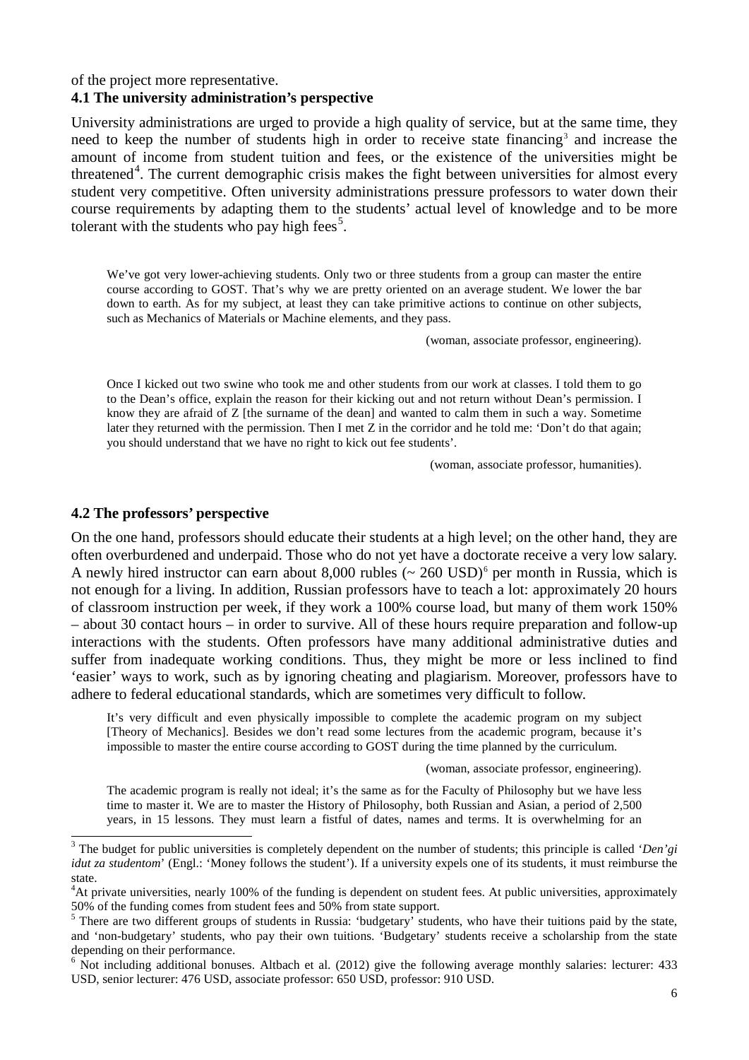of the project more representative.

### 4.1 The university administration's perspective

University administrations are urged to provide a high quality of service, but at the same time, they need to keep the number of students high in order to receive state financing[3] and increase the amount of income from student tuition and fees, or the existence of the universities might be threatened[4]. The current demographic crisis makes the fight between universities for almost every student very competitive. Often university administrations pressure professors to water down their course requirements by adapting them to the students' actual level of knowledge and to be more tolerant with the students who pay high fees[5].

> We've got very lower-achieving students. Only two or three students from a group can master the entire course according to GOST. That's why we are pretty oriented on an average student. We lower the bar down to earth. As for my subject, at least they can take primitive actions to continue on other subjects, such as Mechanics of Materials or Machine elements, and they pass.
>
> (woman, associate professor, engineering).

> Once I kicked out two swine who took me and other students from our work at classes. I told them to go to the Dean's office, explain the reason for their kicking out and not return without Dean's permission. I know they are afraid of Z [the surname of the dean] and wanted to calm them in such a way. Sometime later they returned with the permission. Then I met Z in the corridor and he told me: 'Don't do that again; you should understand that we have no right to kick out fee students'.
>
> (woman, associate professor, humanities).

### 4.2 The professors' perspective

On the one hand, professors should educate their students at a high level; on the other hand, they are often overburdened and underpaid. Those who do not yet have a doctorate receive a very low salary. A newly hired instructor can earn about 8,000 rubles (~ 260 USD)[6] per month in Russia, which is not enough for a living. In addition, Russian professors have to teach a lot: approximately 20 hours of classroom instruction per week, if they work a 100% course load, but many of them work 150% – about 30 contact hours – in order to survive. All of these hours require preparation and follow-up interactions with the students. Often professors have many additional administrative duties and suffer from inadequate working conditions. Thus, they might be more or less inclined to find 'easier' ways to work, such as by ignoring cheating and plagiarism. Moreover, professors have to adhere to federal educational standards, which are sometimes very difficult to follow.

> It's very difficult and even physically impossible to complete the academic program on my subject [Theory of Mechanics]. Besides we don't read some lectures from the academic program, because it's impossible to master the entire course according to GOST during the time planned by the curriculum.
>
> (woman, associate professor, engineering).

> The academic program is really not ideal; it's the same as for the Faculty of Philosophy but we have less time to master it. We are to master the History of Philosophy, both Russian and Asian, a period of 2,500 years, in 15 lessons. They must learn a fistful of dates, names and terms. It is overwhelming for an

---

[3] The budget for public universities is completely dependent on the number of students; this principle is called '*Den'gi idut za studentom*' (Engl.: 'Money follows the student'). If a university expels one of its students, it must reimburse the state.

[4] At private universities, nearly 100% of the funding is dependent on student fees. At public universities, approximately 50% of the funding comes from student fees and 50% from state support.

[5] There are two different groups of students in Russia: 'budgetary' students, who have their tuitions paid by the state, and 'non-budgetary' students, who pay their own tuitions. 'Budgetary' students receive a scholarship from the state depending on their performance.

[6] Not including additional bonuses. Altbach et al. (2012) give the following average monthly salaries: lecturer: 433 USD, senior lecturer: 476 USD, associate professor: 650 USD, professor: 910 USD.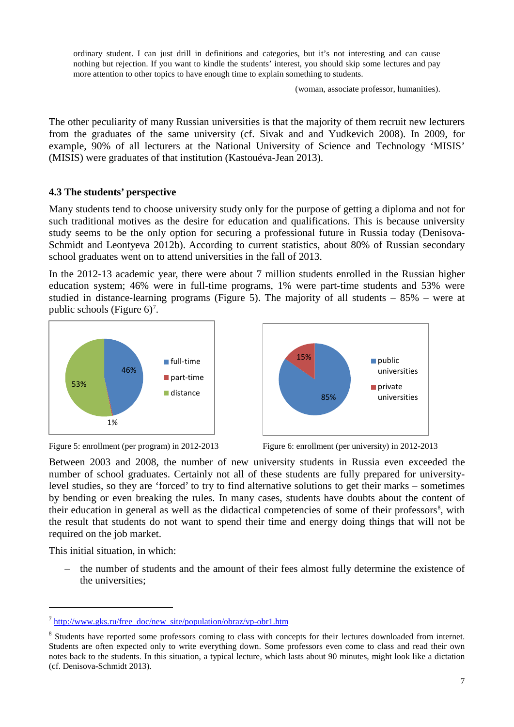ordinary student. I can just drill in definitions and categories, but it's not interesting and can cause nothing but rejection. If you want to kindle the students' interest, you should skip some lectures and pay more attention to other topics to have enough time to explain something to students.

(woman, associate professor, humanities).

The other peculiarity of many Russian universities is that the majority of them recruit new lecturers from the graduates of the same university (cf. Sivak and and Yudkevich 2008). In 2009, for example, 90% of all lecturers at the National University of Science and Technology 'MISIS' (MISIS) were graduates of that institution (Kastouéva-Jean 2013).

### 4.3 The students' perspective

Many students tend to choose university study only for the purpose of getting a diploma and not for such traditional motives as the desire for education and qualifications. This is because university study seems to be the only option for securing a professional future in Russia today (Denisova-Schmidt and Leontyeva 2012b). According to current statistics, about 80% of Russian secondary school graduates went on to attend universities in the fall of 2013.

In the 2012-13 academic year, there were about 7 million students enrolled in the Russian higher education system; 46% were in full-time programs, 1% were part-time students and 53% were studied in distance-learning programs (Figure 5). The majority of all students – 85% – were at public schools (Figure 6)[7].

Figure 5: enrollment (per program) in 2012-2013

Figure 6: enrollment (per university) in 2012-2013

Between 2003 and 2008, the number of new university students in Russia even exceeded the number of school graduates. Certainly not all of these students are fully prepared for university-level studies, so they are 'forced' to try to find alternative solutions to get their marks – sometimes by bending or even breaking the rules. In many cases, students have doubts about the content of their education in general as well as the didactical competencies of some of their professors[8], with the result that students do not want to spend their time and energy doing things that will not be required on the job market.

This initial situation, in which:

- the number of students and the amount of their fees almost fully determine the existence of the universities;

---

[7] http://www.gks.ru/free_doc/new_site/population/obraz/vp-obr1.htm

[8] Students have reported some professors coming to class with concepts for their lectures downloaded from internet. Students are often expected only to write everything down. Some professors even come to class and read their own notes back to the students. In this situation, a typical lecture, which lasts about 90 minutes, might look like a dictation (cf. Denisova-Schmidt 2013).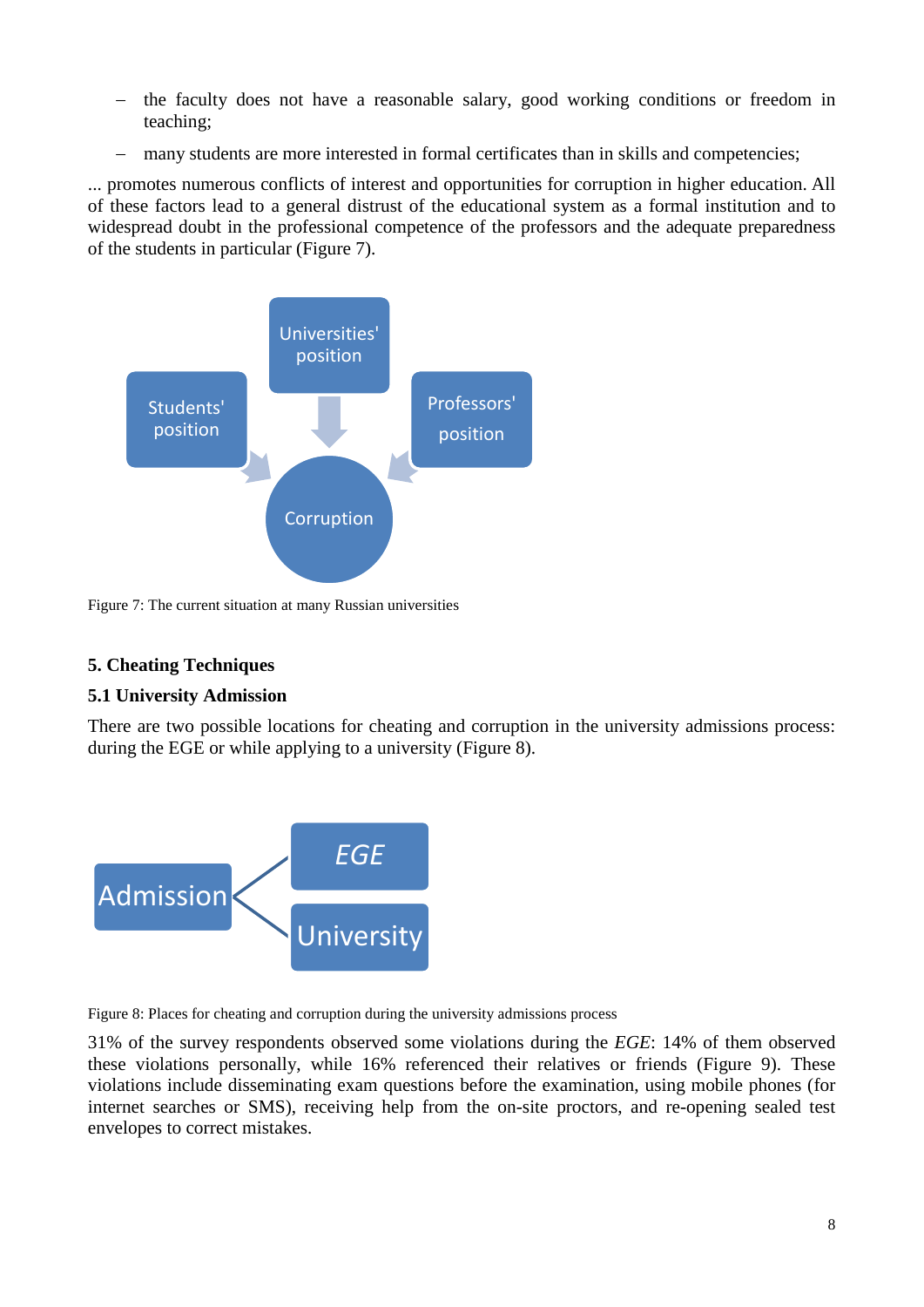- the faculty does not have a reasonable salary, good working conditions or freedom in teaching;
- many students are more interested in formal certificates than in skills and competencies;

... promotes numerous conflicts of interest and opportunities for corruption in higher education. All of these factors lead to a general distrust of the educational system as a formal institution and to widespread doubt in the professional competence of the professors and the adequate preparedness of the students in particular (Figure 7).

Figure 7: The current situation at many Russian universities

## 5. Cheating Techniques

### 5.1 University Admission

There are two possible locations for cheating and corruption in the university admissions process: during the EGE or while applying to a university (Figure 8).

Figure 8: Places for cheating and corruption during the university admissions process

31% of the survey respondents observed some violations during the *EGE*: 14% of them observed these violations personally, while 16% referenced their relatives or friends (Figure 9). These violations include disseminating exam questions before the examination, using mobile phones (for internet searches or SMS), receiving help from the on-site proctors, and re-opening sealed test envelopes to correct mistakes.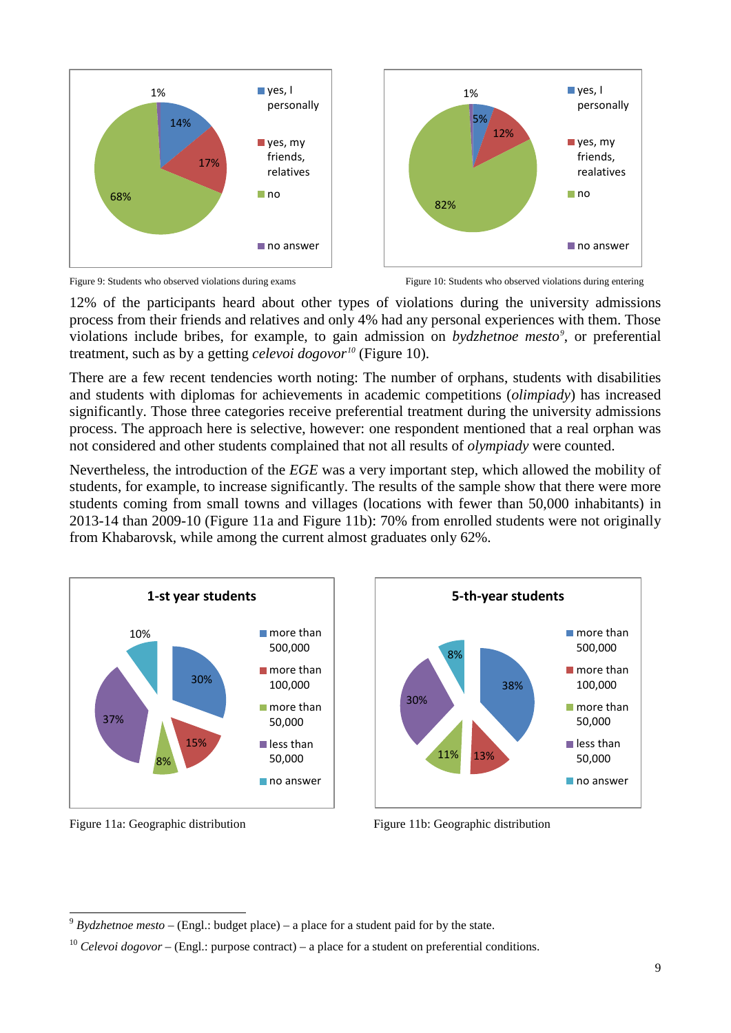Figure 9: Students who observed violations during exams

Figure 10: Students who observed violations during entering

12% of the participants heard about other types of violations during the university admissions process from their friends and relatives and only 4% had any personal experiences with them. Those violations include bribes, for example, to gain admission on *bydzhetnoe mesto*[9], or preferential treatment, such as by a getting *celevoi dogovor*[10] (Figure 10).

There are a few recent tendencies worth noting: The number of orphans, students with disabilities and students with diplomas for achievements in academic competitions (*olimpiady*) has increased significantly. Those three categories receive preferential treatment during the university admissions process. The approach here is selective, however: one respondent mentioned that a real orphan was not considered and other students complained that not all results of *olympiady* were counted.

Nevertheless, the introduction of the *EGE* was a very important step, which allowed the mobility of students, for example, to increase significantly. The results of the sample show that there were more students coming from small towns and villages (locations with fewer than 50,000 inhabitants) in 2013-14 than 2009-10 (Figure 11a and Figure 11b): 70% from enrolled students were not originally from Khabarovsk, while among the current almost graduates only 62%.

Figure 11a: Geographic distribution

Figure 11b: Geographic distribution

[9] *Bydzhetnoe mesto* – (Engl.: budget place) – a place for a student paid for by the state.

[10] *Celevoi dogovor* – (Engl.: purpose contract) – a place for a student on preferential conditions.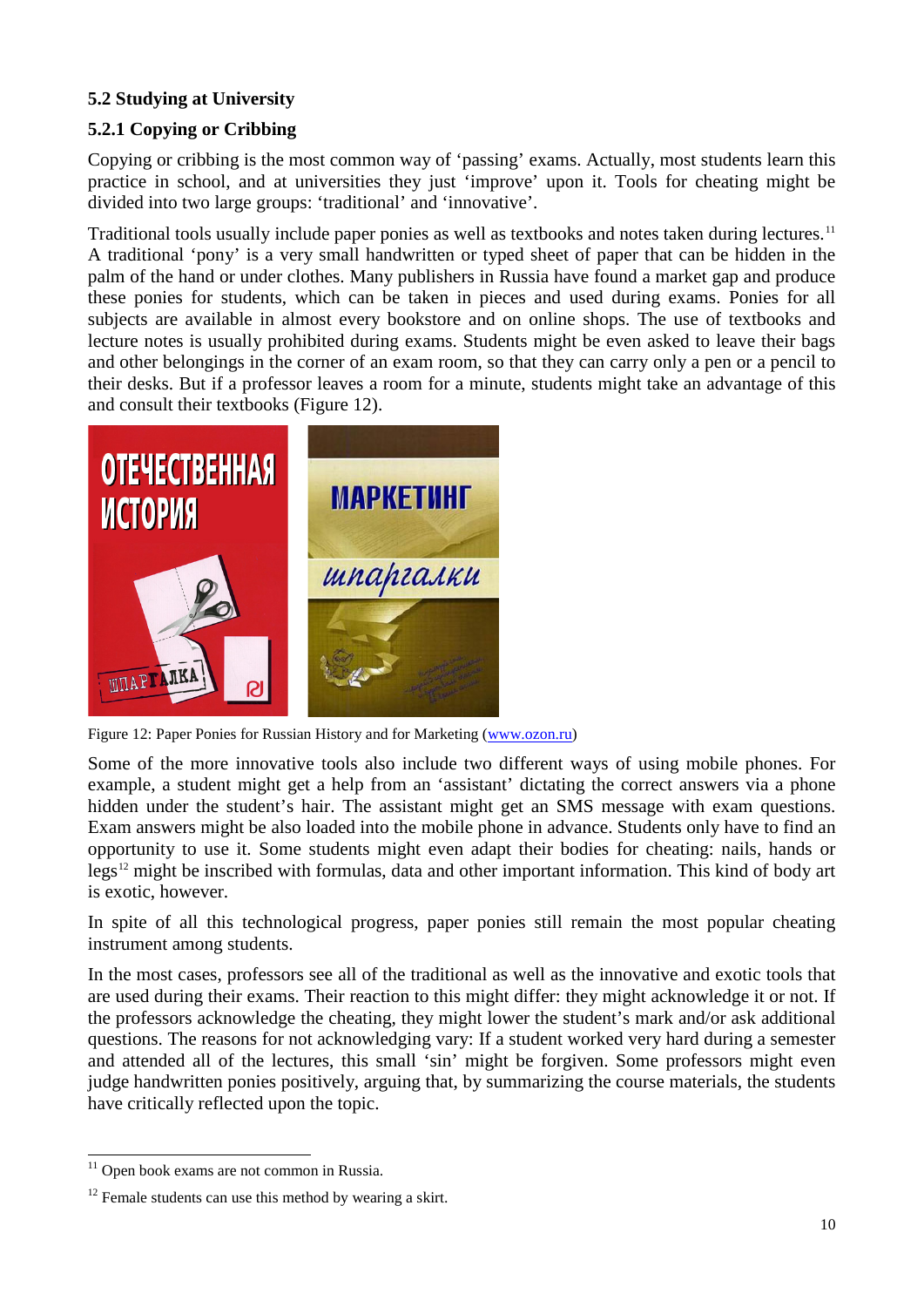## 5.2 Studying at University

### 5.2.1 Copying or Cribbing

Copying or cribbing is the most common way of 'passing' exams. Actually, most students learn this practice in school, and at universities they just 'improve' upon it. Tools for cheating might be divided into two large groups: 'traditional' and 'innovative'.

Traditional tools usually include paper ponies as well as textbooks and notes taken during lectures.[11] A traditional 'pony' is a very small handwritten or typed sheet of paper that can be hidden in the palm of the hand or under clothes. Many publishers in Russia have found a market gap and produce these ponies for students, which can be taken in pieces and used during exams. Ponies for all subjects are available in almost every bookstore and on online shops. The use of textbooks and lecture notes is usually prohibited during exams. Students might be even asked to leave their bags and other belongings in the corner of an exam room, so that they can carry only a pen or a pencil to their desks. But if a professor leaves a room for a minute, students might take an advantage of this and consult their textbooks (Figure 12).

Figure 12: Paper Ponies for Russian History and for Marketing (www.ozon.ru)

Some of the more innovative tools also include two different ways of using mobile phones. For example, a student might get a help from an 'assistant' dictating the correct answers via a phone hidden under the student's hair. The assistant might get an SMS message with exam questions. Exam answers might be also loaded into the mobile phone in advance. Students only have to find an opportunity to use it. Some students might even adapt their bodies for cheating: nails, hands or legs[12] might be inscribed with formulas, data and other important information. This kind of body art is exotic, however.

In spite of all this technological progress, paper ponies still remain the most popular cheating instrument among students.

In the most cases, professors see all of the traditional as well as the innovative and exotic tools that are used during their exams. Their reaction to this might differ: they might acknowledge it or not. If the professors acknowledge the cheating, they might lower the student's mark and/or ask additional questions. The reasons for not acknowledging vary: If a student worked very hard during a semester and attended all of the lectures, this small 'sin' might be forgiven. Some professors might even judge handwritten ponies positively, arguing that, by summarizing the course materials, the students have critically reflected upon the topic.

---

[11] Open book exams are not common in Russia.

[12] Female students can use this method by wearing a skirt.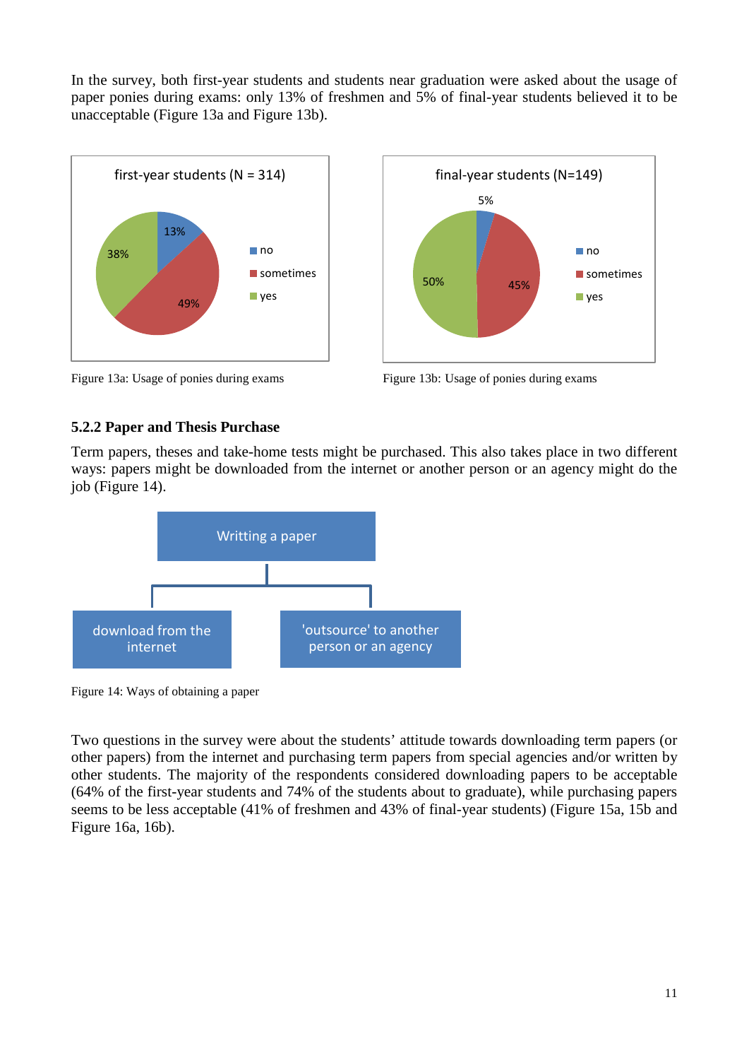In the survey, both first-year students and students near graduation were asked about the usage of paper ponies during exams: only 13% of freshmen and 5% of final-year students believed it to be unacceptable (Figure 13a and Figure 13b).

first-year students (N = 314)

| Response | Percentage |
| --- | --- |
| no | 13% |
| sometimes | 49% |
| yes | 38% |

Figure 13a: Usage of ponies during exams

final-year students (N=149)

| Response | Percentage |
| --- | --- |
| no | 5% |
| sometimes | 45% |
| yes | 50% |

Figure 13b: Usage of ponies during exams

### 5.2.2 Paper and Thesis Purchase

Term papers, theses and take-home tests might be purchased. This also takes place in two different ways: papers might be downloaded from the internet or another person or an agency might do the job (Figure 14).

Writting a paper
- download from the internet
- 'outsource' to another person or an agency

Figure 14: Ways of obtaining a paper

Two questions in the survey were about the students' attitude towards downloading term papers (or other papers) from the internet and purchasing term papers from special agencies and/or written by other students. The majority of the respondents considered downloading papers to be acceptable (64% of the first-year students and 74% of the students about to graduate), while purchasing papers seems to be less acceptable (41% of freshmen and 43% of final-year students) (Figure 15a, 15b and Figure 16a, 16b).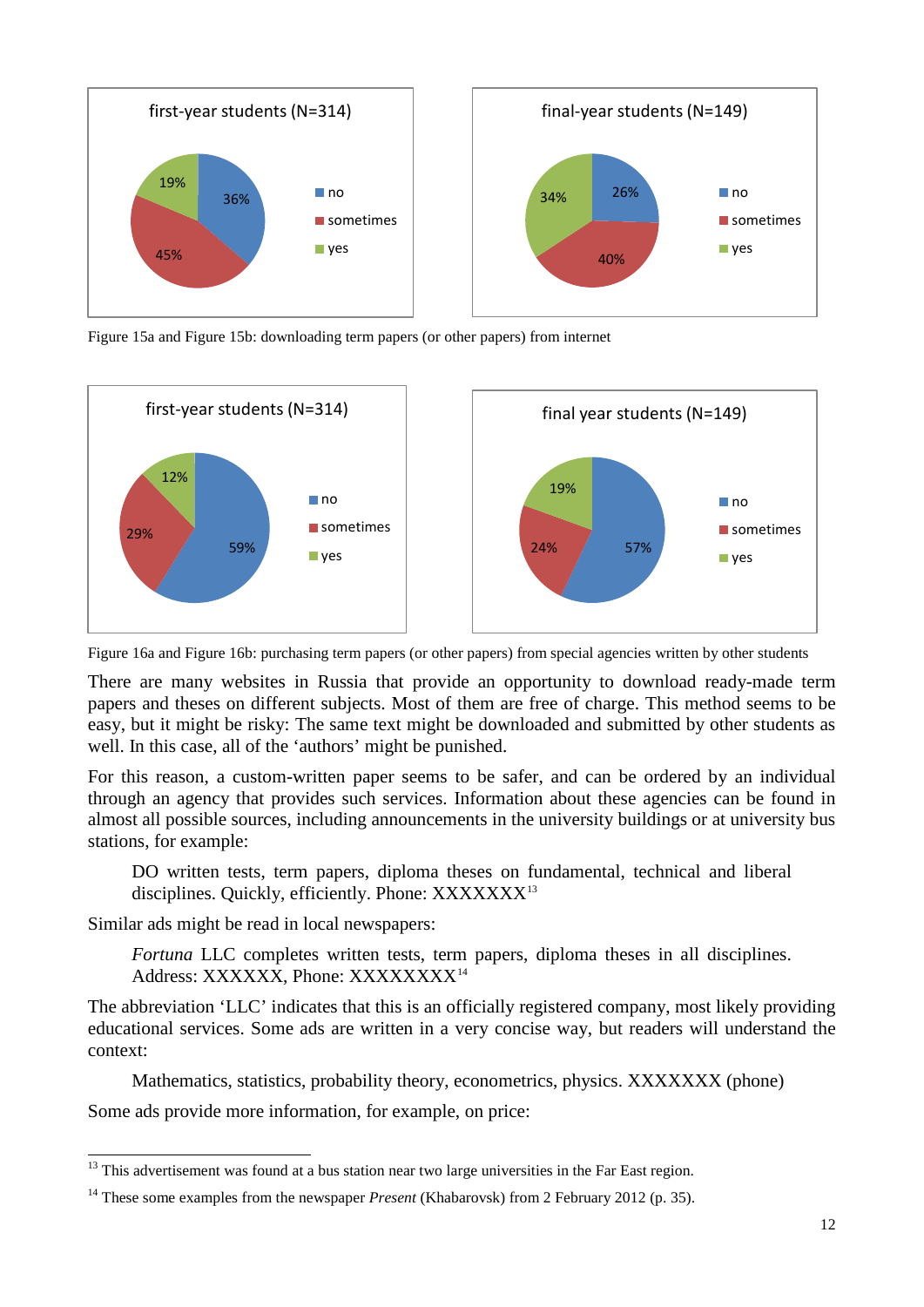Figure 15a and Figure 15b: downloading term papers (or other papers) from internet

Figure 16a and Figure 16b: purchasing term papers (or other papers) from special agencies written by other students

There are many websites in Russia that provide an opportunity to download ready-made term papers and theses on different subjects. Most of them are free of charge. This method seems to be easy, but it might be risky: The same text might be downloaded and submitted by other students as well. In this case, all of the 'authors' might be punished.

For this reason, a custom-written paper seems to be safer, and can be ordered by an individual through an agency that provides such services. Information about these agencies can be found in almost all possible sources, including announcements in the university buildings or at university bus stations, for example:

> DO written tests, term papers, diploma theses on fundamental, technical and liberal disciplines. Quickly, efficiently. Phone: XXXXXXX[13]

Similar ads might be read in local newspapers:

> *Fortuna* LLC completes written tests, term papers, diploma theses in all disciplines. Address: XXXXXX, Phone: XXXXXXXX[14]

The abbreviation 'LLC' indicates that this is an officially registered company, most likely providing educational services. Some ads are written in a very concise way, but readers will understand the context:

> Mathematics, statistics, probability theory, econometrics, physics. XXXXXXX (phone)

Some ads provide more information, for example, on price:

---

[13] This advertisement was found at a bus station near two large universities in the Far East region.

[14] These some examples from the newspaper *Present* (Khabarovsk) from 2 February 2012 (p. 35).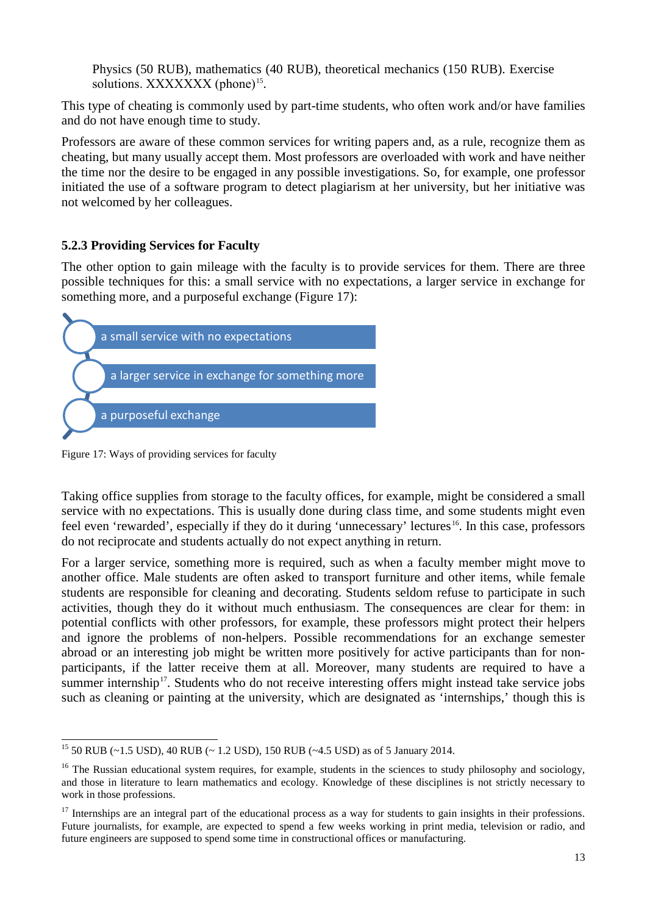Physics (50 RUB), mathematics (40 RUB), theoretical mechanics (150 RUB). Exercise solutions. XXXXXXX (phone)[15].

This type of cheating is commonly used by part-time students, who often work and/or have families and do not have enough time to study.

Professors are aware of these common services for writing papers and, as a rule, recognize them as cheating, but many usually accept them. Most professors are overloaded with work and have neither the time nor the desire to be engaged in any possible investigations. So, for example, one professor initiated the use of a software program to detect plagiarism at her university, but her initiative was not welcomed by her colleagues.

### 5.2.3 Providing Services for Faculty

The other option to gain mileage with the faculty is to provide services for them. There are three possible techniques for this: a small service with no expectations, a larger service in exchange for something more, and a purposeful exchange (Figure 17):

- a small service with no expectations
- a larger service in exchange for something more
- a purposeful exchange

Figure 17: Ways of providing services for faculty

Taking office supplies from storage to the faculty offices, for example, might be considered a small service with no expectations. This is usually done during class time, and some students might even feel even 'rewarded', especially if they do it during 'unnecessary' lectures[16]. In this case, professors do not reciprocate and students actually do not expect anything in return.

For a larger service, something more is required, such as when a faculty member might move to another office. Male students are often asked to transport furniture and other items, while female students are responsible for cleaning and decorating. Students seldom refuse to participate in such activities, though they do it without much enthusiasm. The consequences are clear for them: in potential conflicts with other professors, for example, these professors might protect their helpers and ignore the problems of non-helpers. Possible recommendations for an exchange semester abroad or an interesting job might be written more positively for active participants than for non-participants, if the latter receive them at all. Moreover, many students are required to have a summer internship[17]. Students who do not receive interesting offers might instead take service jobs such as cleaning or painting at the university, which are designated as 'internships,' though this is

---

[15] 50 RUB (~1.5 USD), 40 RUB (~ 1.2 USD), 150 RUB (~4.5 USD) as of 5 January 2014.

[16] The Russian educational system requires, for example, students in the sciences to study philosophy and sociology, and those in literature to learn mathematics and ecology. Knowledge of these disciplines is not strictly necessary to work in those professions.

[17] Internships are an integral part of the educational process as a way for students to gain insights in their professions. Future journalists, for example, are expected to spend a few weeks working in print media, television or radio, and future engineers are supposed to spend some time in constructional offices or manufacturing.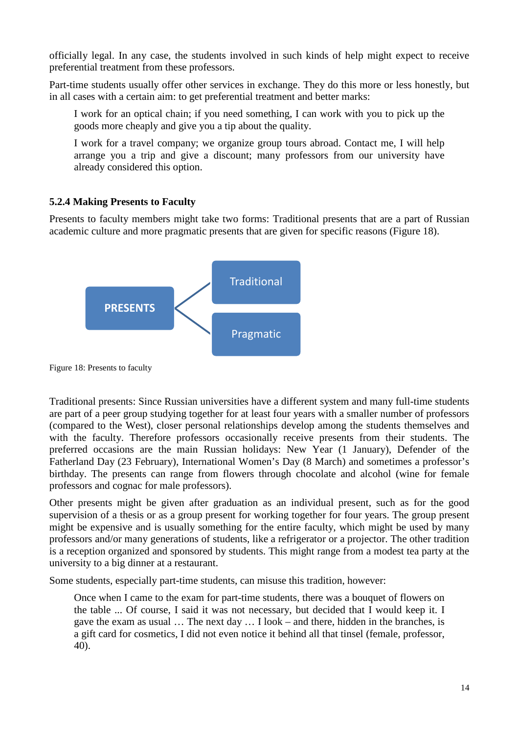officially legal. In any case, the students involved in such kinds of help might expect to receive preferential treatment from these professors.

Part-time students usually offer other services in exchange. They do this more or less honestly, but in all cases with a certain aim: to get preferential treatment and better marks:

> I work for an optical chain; if you need something, I can work with you to pick up the goods more cheaply and give you a tip about the quality.
>
> I work for a travel company; we organize group tours abroad. Contact me, I will help arrange you a trip and give a discount; many professors from our university have already considered this option.

### 5.2.4 Making Presents to Faculty

Presents to faculty members might take two forms: Traditional presents that are a part of Russian academic culture and more pragmatic presents that are given for specific reasons (Figure 18).

PRESENTS → Traditional / Pragmatic

Figure 18: Presents to faculty

Traditional presents: Since Russian universities have a different system and many full-time students are part of a peer group studying together for at least four years with a smaller number of professors (compared to the West), closer personal relationships develop among the students themselves and with the faculty. Therefore professors occasionally receive presents from their students. The preferred occasions are the main Russian holidays: New Year (1 January), Defender of the Fatherland Day (23 February), International Women's Day (8 March) and sometimes a professor's birthday. The presents can range from flowers through chocolate and alcohol (wine for female professors and cognac for male professors).

Other presents might be given after graduation as an individual present, such as for the good supervision of a thesis or as a group present for working together for four years. The group present might be expensive and is usually something for the entire faculty, which might be used by many professors and/or many generations of students, like a refrigerator or a projector. The other tradition is a reception organized and sponsored by students. This might range from a modest tea party at the university to a big dinner at a restaurant.

Some students, especially part-time students, can misuse this tradition, however:

> Once when I came to the exam for part-time students, there was a bouquet of flowers on the table ... Of course, I said it was not necessary, but decided that I would keep it. I gave the exam as usual … The next day … I look – and there, hidden in the branches, is a gift card for cosmetics, I did not even notice it behind all that tinsel (female, professor, 40).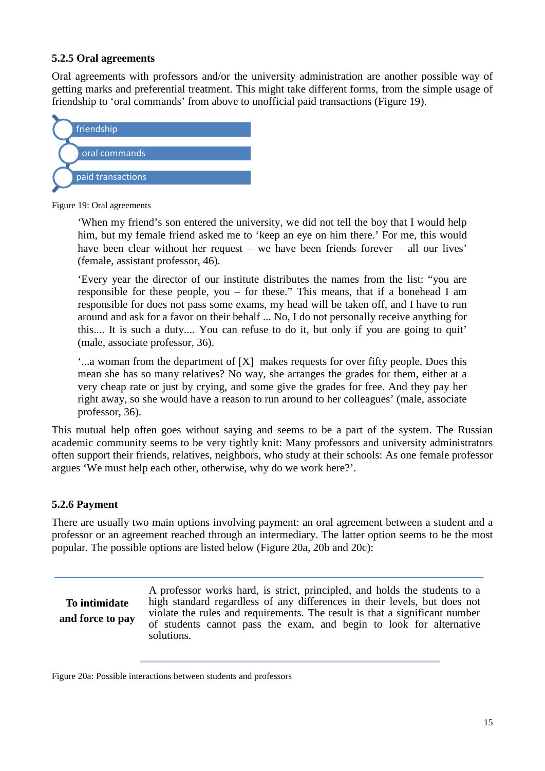### 5.2.5 Oral agreements

Oral agreements with professors and/or the university administration are another possible way of getting marks and preferential treatment. This might take different forms, from the simple usage of friendship to 'oral commands' from above to unofficial paid transactions (Figure 19).

- friendship
- oral commands
- paid transactions

Figure 19: Oral agreements

> 'When my friend's son entered the university, we did not tell the boy that I would help him, but my female friend asked me to 'keep an eye on him there.' For me, this would have been clear without her request – we have been friends forever – all our lives' (female, assistant professor, 46).
>
> 'Every year the director of our institute distributes the names from the list: "you are responsible for these people, you – for these." This means, that if a bonehead I am responsible for does not pass some exams, my head will be taken off, and I have to run around and ask for a favor on their behalf ... No, I do not personally receive anything for this.... It is such a duty.... You can refuse to do it, but only if you are going to quit' (male, associate professor, 36).
>
> '...a woman from the department of [X] makes requests for over fifty people. Does this mean she has so many relatives? No way, she arranges the grades for them, either at a very cheap rate or just by crying, and some give the grades for free. And they pay her right away, so she would have a reason to run around to her colleagues' (male, associate professor, 36).

This mutual help often goes without saying and seems to be a part of the system. The Russian academic community seems to be very tightly knit: Many professors and university administrators often support their friends, relatives, neighbors, who study at their schools: As one female professor argues 'We must help each other, otherwise, why do we work here?'.

### 5.2.6 Payment

There are usually two main options involving payment: an oral agreement between a student and a professor or an agreement reached through an intermediary. The latter option seems to be the most popular. The possible options are listed below (Figure 20a, 20b and 20c):

| | |
|---|---|
| **To intimidate and force to pay** | A professor works hard, is strict, principled, and holds the students to a high standard regardless of any differences in their levels, but does not violate the rules and requirements. The result is that a significant number of students cannot pass the exam, and begin to look for alternative solutions. |

Figure 20a: Possible interactions between students and professors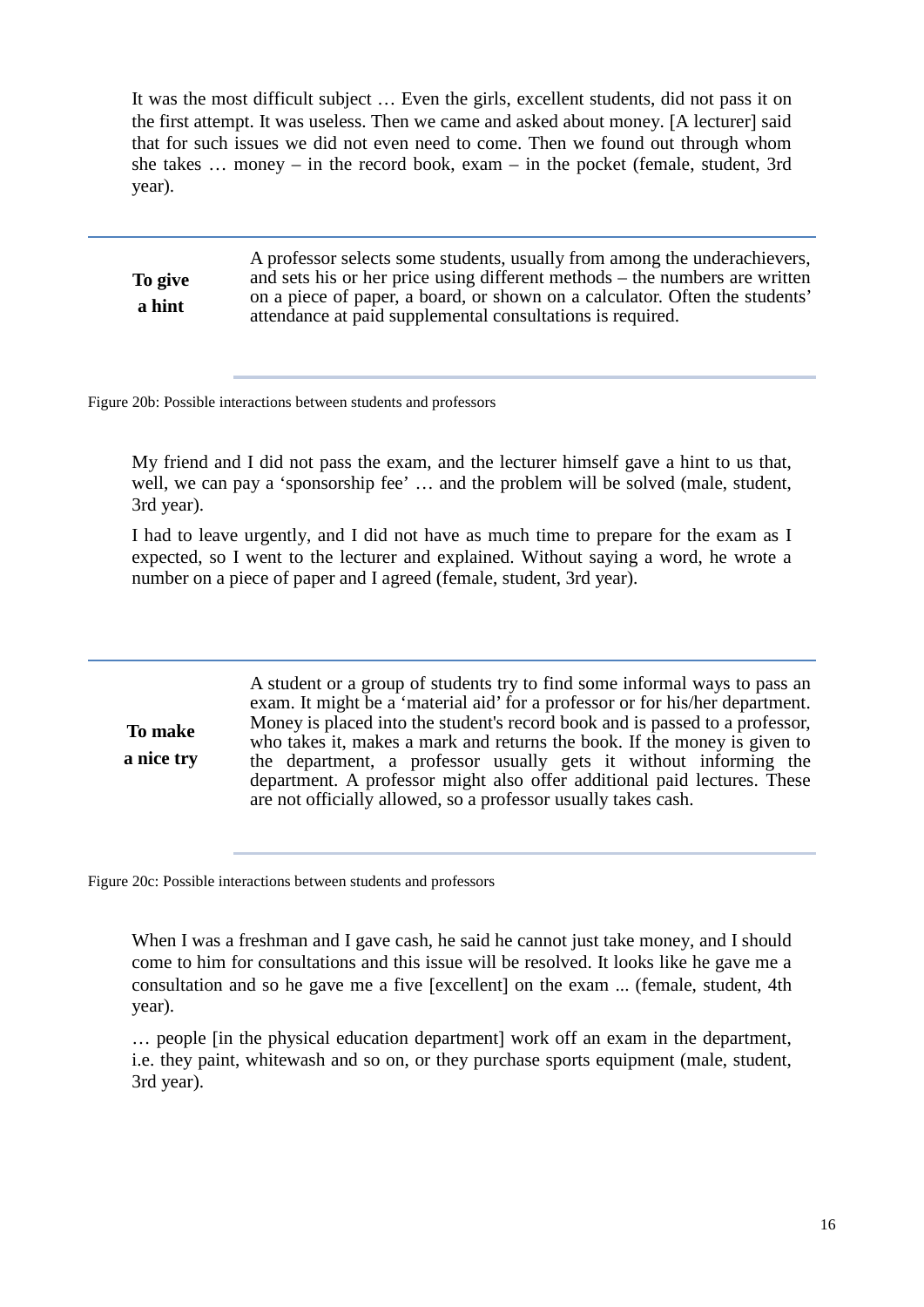> It was the most difficult subject … Even the girls, excellent students, did not pass it on the first attempt. It was useless. Then we came and asked about money. [A lecturer] said that for such issues we did not even need to come. Then we found out through whom she takes … money – in the record book, exam – in the pocket (female, student, 3rd year).

| | |
|---|---|
| **To give a hint** | A professor selects some students, usually from among the underachievers, and sets his or her price using different methods – the numbers are written on a piece of paper, a board, or shown on a calculator. Often the students' attendance at paid supplemental consultations is required. |

Figure 20b: Possible interactions between students and professors

> My friend and I did not pass the exam, and the lecturer himself gave a hint to us that, well, we can pay a 'sponsorship fee' … and the problem will be solved (male, student, 3rd year).
>
> I had to leave urgently, and I did not have as much time to prepare for the exam as I expected, so I went to the lecturer and explained. Without saying a word, he wrote a number on a piece of paper and I agreed (female, student, 3rd year).

| | |
|---|---|
| **To make a nice try** | A student or a group of students try to find some informal ways to pass an exam. It might be a 'material aid' for a professor or for his/her department. Money is placed into the student's record book and is passed to a professor, who takes it, makes a mark and returns the book. If the money is given to the department, a professor usually gets it without informing the department. A professor might also offer additional paid lectures. These are not officially allowed, so a professor usually takes cash. |

Figure 20c: Possible interactions between students and professors

> When I was a freshman and I gave cash, he said he cannot just take money, and I should come to him for consultations and this issue will be resolved. It looks like he gave me a consultation and so he gave me a five [excellent] on the exam ... (female, student, 4th year).
>
> … people [in the physical education department] work off an exam in the department, i.e. they paint, whitewash and so on, or they purchase sports equipment (male, student, 3rd year).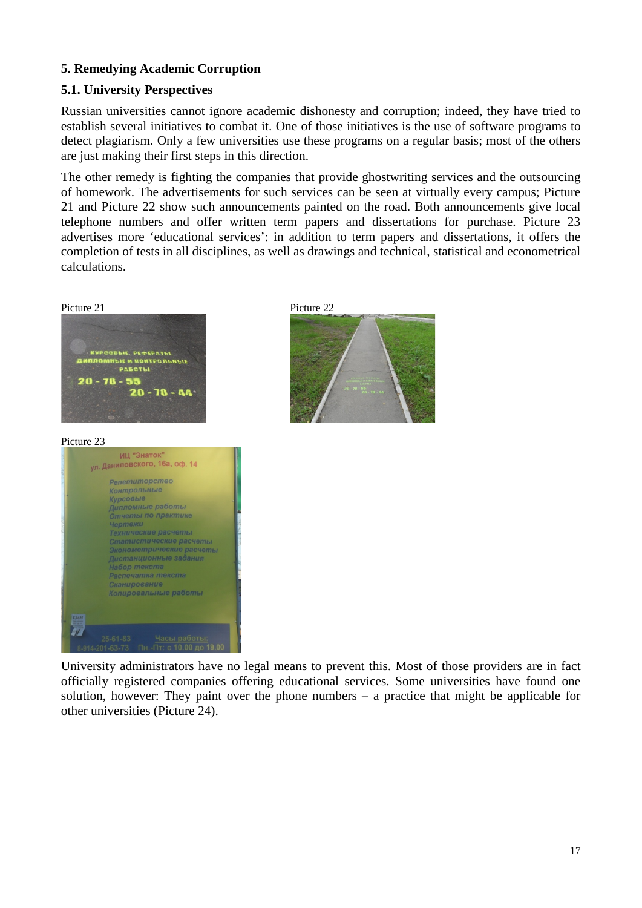### 5. Remedying Academic Corruption

### 5.1. University Perspectives

Russian universities cannot ignore academic dishonesty and corruption; indeed, they have tried to establish several initiatives to combat it. One of those initiatives is the use of software programs to detect plagiarism. Only a few universities use these programs on a regular basis; most of the others are just making their first steps in this direction.

The other remedy is fighting the companies that provide ghostwriting services and the outsourcing of homework. The advertisements for such services can be seen at virtually every campus; Picture 21 and Picture 22 show such announcements painted on the road. Both announcements give local telephone numbers and offer written term papers and dissertations for purchase. Picture 23 advertises more 'educational services': in addition to term papers and dissertations, it offers the completion of tests in all disciplines, as well as drawings and technical, statistical and econometrical calculations.

Picture 21

Picture 22

Picture 23

University administrators have no legal means to prevent this. Most of those providers are in fact officially registered companies offering educational services. Some universities have found one solution, however: They paint over the phone numbers – a practice that might be applicable for other universities (Picture 24).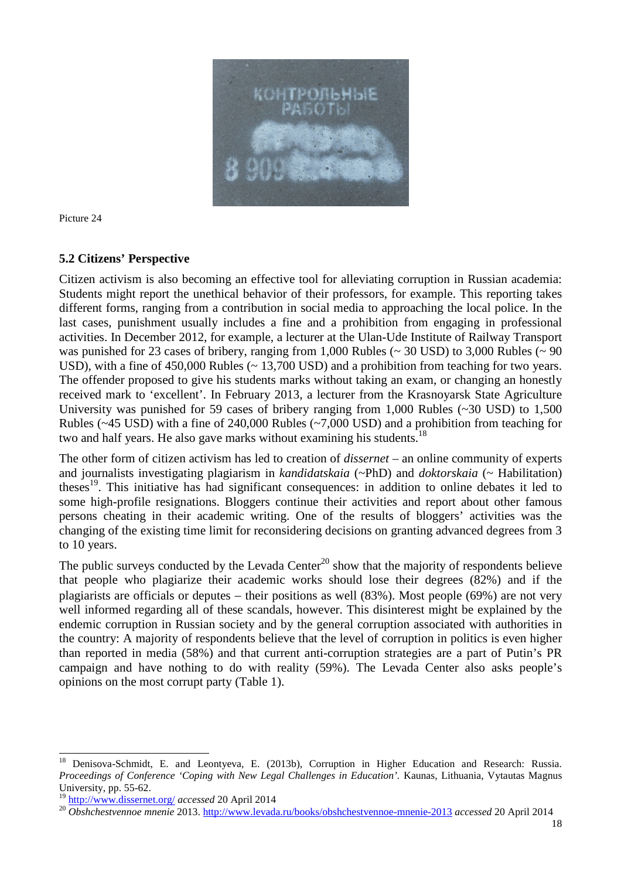Picture 24

### 5.2 Citizens' Perspective

Citizen activism is also becoming an effective tool for alleviating corruption in Russian academia: Students might report the unethical behavior of their professors, for example. This reporting takes different forms, ranging from a contribution in social media to approaching the local police. In the last cases, punishment usually includes a fine and a prohibition from engaging in professional activities. In December 2012, for example, a lecturer at the Ulan-Ude Institute of Railway Transport was punished for 23 cases of bribery, ranging from 1,000 Rubles (~ 30 USD) to 3,000 Rubles (~ 90 USD), with a fine of 450,000 Rubles (~ 13,700 USD) and a prohibition from teaching for two years. The offender proposed to give his students marks without taking an exam, or changing an honestly received mark to 'excellent'. In February 2013, a lecturer from the Krasnoyarsk State Agriculture University was punished for 59 cases of bribery ranging from 1,000 Rubles (~30 USD) to 1,500 Rubles (~45 USD) with a fine of 240,000 Rubles (~7,000 USD) and a prohibition from teaching for two and half years. He also gave marks without examining his students.[18]

The other form of citizen activism has led to creation of *dissernet* – an online community of experts and journalists investigating plagiarism in *kandidatskaia* (~PhD) and *doktorskaia* (~ Habilitation) theses[19]. This initiative has had significant consequences: in addition to online debates it led to some high-profile resignations. Bloggers continue their activities and report about other famous persons cheating in their academic writing. One of the results of bloggers' activities was the changing of the existing time limit for reconsidering decisions on granting advanced degrees from 3 to 10 years.

The public surveys conducted by the Levada Center[20] show that the majority of respondents believe that people who plagiarize their academic works should lose their degrees (82%) and if the plagiarists are officials or deputes – their positions as well (83%). Most people (69%) are not very well informed regarding all of these scandals, however. This disinterest might be explained by the endemic corruption in Russian society and by the general corruption associated with authorities in the country: A majority of respondents believe that the level of corruption in politics is even higher than reported in media (58%) and that current anti-corruption strategies are a part of Putin's PR campaign and have nothing to do with reality (59%). The Levada Center also asks people's opinions on the most corrupt party (Table 1).

---

[18] Denisova-Schmidt, E. and Leontyeva, E. (2013b), Corruption in Higher Education and Research: Russia. *Proceedings of Conference 'Coping with New Legal Challenges in Education'*. Kaunas, Lithuania, Vytautas Magnus University, pp. 55-62.

[19] http://www.dissernet.org/ *accessed* 20 April 2014

[20] *Obshchestvennoe mnenie* 2013. http://www.levada.ru/books/obshchestvennoe-mnenie-2013 *accessed* 20 April 2014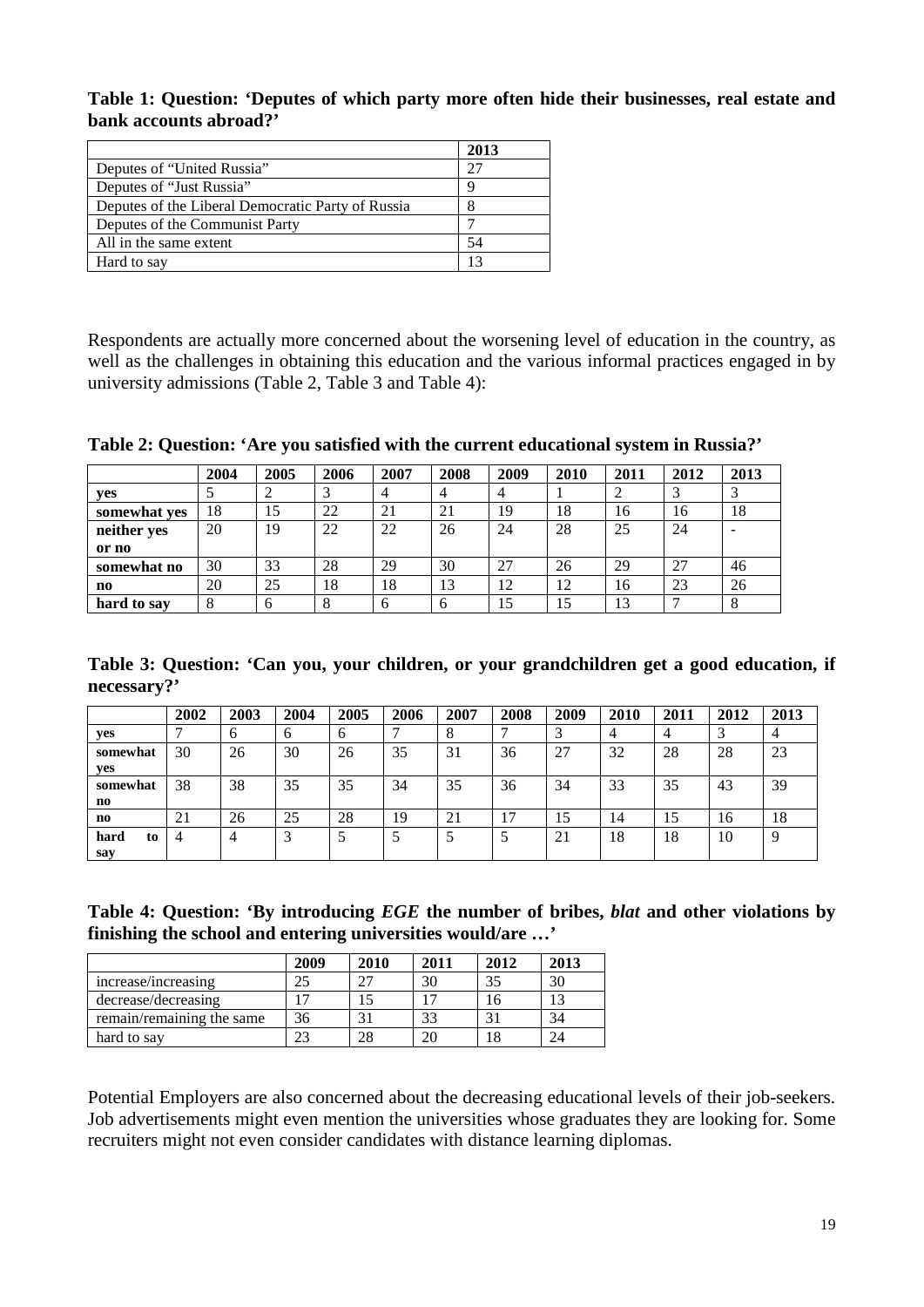**Table 1: Question: 'Deputes of which party more often hide their businesses, real estate and bank accounts abroad?'**

| | 2013 |
|---|---|
| Deputes of "United Russia" | 27 |
| Deputes of "Just Russia" | 9 |
| Deputes of the Liberal Democratic Party of Russia | 8 |
| Deputes of the Communist Party | 7 |
| All in the same extent | 54 |
| Hard to say | 13 |

Respondents are actually more concerned about the worsening level of education in the country, as well as the challenges in obtaining this education and the various informal practices engaged in by university admissions (Table 2, Table 3 and Table 4):

**Table 2: Question: 'Are you satisfied with the current educational system in Russia?'**

| | 2004 | 2005 | 2006 | 2007 | 2008 | 2009 | 2010 | 2011 | 2012 | 2013 |
|---|---|---|---|---|---|---|---|---|---|---|
| **yes** | 5 | 2 | 3 | 4 | 4 | 4 | 1 | 2 | 3 | 3 |
| **somewhat yes** | 18 | 15 | 22 | 21 | 21 | 19 | 18 | 16 | 16 | 18 |
| **neither yes or no** | 20 | 19 | 22 | 22 | 26 | 24 | 28 | 25 | 24 | - |
| **somewhat no** | 30 | 33 | 28 | 29 | 30 | 27 | 26 | 29 | 27 | 46 |
| **no** | 20 | 25 | 18 | 18 | 13 | 12 | 12 | 16 | 23 | 26 |
| **hard to say** | 8 | 6 | 8 | 6 | 6 | 15 | 15 | 13 | 7 | 8 |

**Table 3: Question: 'Can you, your children, or your grandchildren get a good education, if necessary?'**

| | 2002 | 2003 | 2004 | 2005 | 2006 | 2007 | 2008 | 2009 | 2010 | 2011 | 2012 | 2013 |
|---|---|---|---|---|---|---|---|---|---|---|---|---|
| **yes** | 7 | 6 | 6 | 6 | 7 | 8 | 7 | 3 | 4 | 4 | 3 | 4 |
| **somewhat yes** | 30 | 26 | 30 | 26 | 35 | 31 | 36 | 27 | 32 | 28 | 28 | 23 |
| **somewhat no** | 38 | 38 | 35 | 35 | 34 | 35 | 36 | 34 | 33 | 35 | 43 | 39 |
| **no** | 21 | 26 | 25 | 28 | 19 | 21 | 17 | 15 | 14 | 15 | 16 | 18 |
| **hard to say** | 4 | 4 | 3 | 5 | 5 | 5 | 5 | 21 | 18 | 18 | 10 | 9 |

**Table 4: Question: 'By introducing *EGE* the number of bribes, *blat* and other violations by finishing the school and entering universities would/are …'**

| | 2009 | 2010 | 2011 | 2012 | 2013 |
|---|---|---|---|---|---|
| increase/increasing | 25 | 27 | 30 | 35 | 30 |
| decrease/decreasing | 17 | 15 | 17 | 16 | 13 |
| remain/remaining the same | 36 | 31 | 33 | 31 | 34 |
| hard to say | 23 | 28 | 20 | 18 | 24 |

Potential Employers are also concerned about the decreasing educational levels of their job-seekers. Job advertisements might even mention the universities whose graduates they are looking for. Some recruiters might not even consider candidates with distance learning diplomas.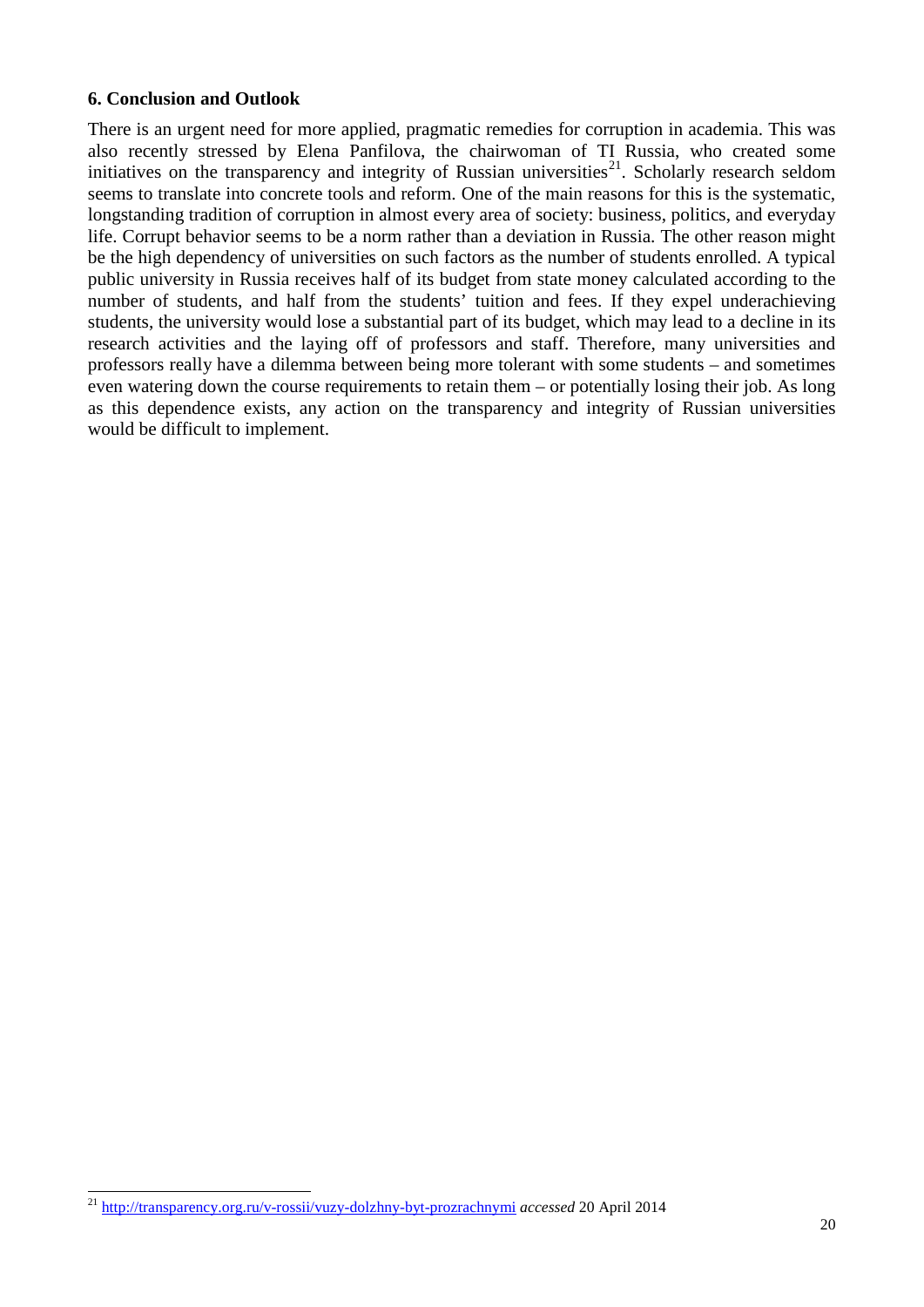## 6. Conclusion and Outlook

There is an urgent need for more applied, pragmatic remedies for corruption in academia. This was also recently stressed by Elena Panfilova, the chairwoman of TI Russia, who created some initiatives on the transparency and integrity of Russian universities[21]. Scholarly research seldom seems to translate into concrete tools and reform. One of the main reasons for this is the systematic, longstanding tradition of corruption in almost every area of society: business, politics, and everyday life. Corrupt behavior seems to be a norm rather than a deviation in Russia. The other reason might be the high dependency of universities on such factors as the number of students enrolled. A typical public university in Russia receives half of its budget from state money calculated according to the number of students, and half from the students' tuition and fees. If they expel underachieving students, the university would lose a substantial part of its budget, which may lead to a decline in its research activities and the laying off of professors and staff. Therefore, many universities and professors really have a dilemma between being more tolerant with some students – and sometimes even watering down the course requirements to retain them – or potentially losing their job. As long as this dependence exists, any action on the transparency and integrity of Russian universities would be difficult to implement.

---

[21] http://transparency.org.ru/v-rossii/vuzy-dolzhny-byt-prozrachnymi *accessed* 20 April 2014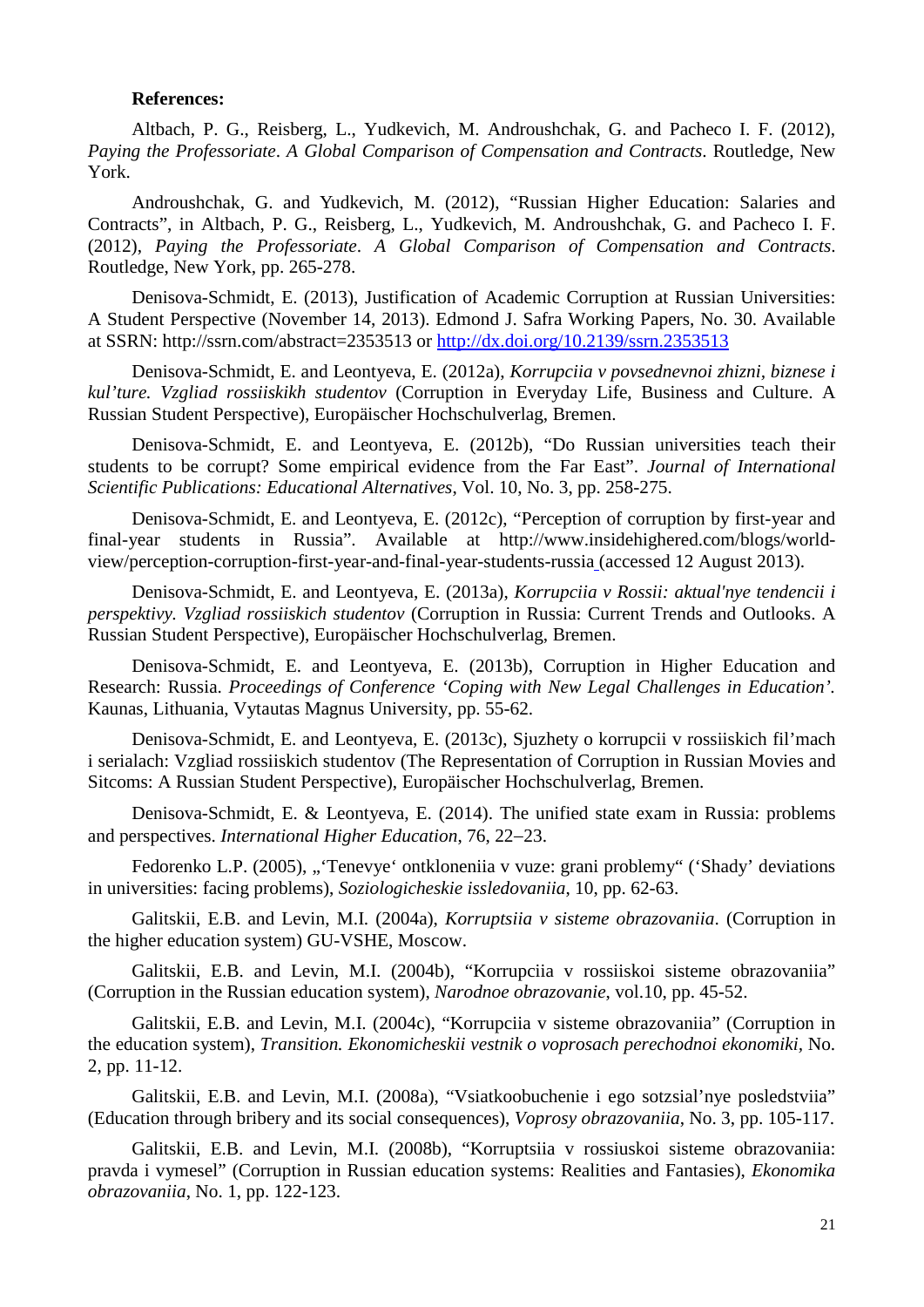**References:**

Altbach, P. G., Reisberg, L., Yudkevich, M. Androushchak, G. and Pacheco I. F. (2012), *Paying the Professoriate*. *A Global Comparison of Compensation and Contracts*. Routledge, New York.

Androushchak, G. and Yudkevich, M. (2012), "Russian Higher Education: Salaries and Contracts", in Altbach, P. G., Reisberg, L., Yudkevich, M. Androushchak, G. and Pacheco I. F. (2012), *Paying the Professoriate*. *A Global Comparison of Compensation and Contracts*. Routledge, New York, pp. 265-278.

Denisova-Schmidt, E. (2013), Justification of Academic Corruption at Russian Universities: A Student Perspective (November 14, 2013). Edmond J. Safra Working Papers, No. 30. Available at SSRN: http://ssrn.com/abstract=2353513 or http://dx.doi.org/10.2139/ssrn.2353513

Denisova-Schmidt, E. and Leontyeva, E. (2012a), *Korrupciia v povsednevnoi zhizni, biznese i kul'ture. Vzgliad rossiiskikh studentov* (Corruption in Everyday Life, Business and Culture. A Russian Student Perspective), Europäischer Hochschulverlag, Bremen.

Denisova-Schmidt, E. and Leontyeva, E. (2012b), "Do Russian universities teach their students to be corrupt? Some empirical evidence from the Far East". *Journal of International Scientific Publications: Educational Alternatives*, Vol. 10, No. 3, pp. 258-275.

Denisova-Schmidt, E. and Leontyeva, E. (2012c), "Perception of corruption by first-year and final-year students in Russia". Available at http://www.insidehighered.com/blogs/world-view/perception-corruption-first-year-and-final-year-students-russia (accessed 12 August 2013).

Denisova-Schmidt, E. and Leontyeva, E. (2013a), *Korrupciia v Rossii: aktual'nye tendencii i perspektivy. Vzgliad rossiiskich studentov* (Corruption in Russia: Current Trends and Outlooks. A Russian Student Perspective), Europäischer Hochschulverlag, Bremen.

Denisova-Schmidt, E. and Leontyeva, E. (2013b), Corruption in Higher Education and Research: Russia. *Proceedings of Conference 'Coping with New Legal Challenges in Education'*. Kaunas, Lithuania, Vytautas Magnus University, pp. 55-62.

Denisova-Schmidt, E. and Leontyeva, E. (2013c), Sjuzhety o korrupcii v rossiiskich fil'mach i serialach: Vzgliad rossiiskich studentov (The Representation of Corruption in Russian Movies and Sitcoms: A Russian Student Perspective), Europäischer Hochschulverlag, Bremen.

Denisova-Schmidt, E. & Leontyeva, E. (2014). The unified state exam in Russia: problems and perspectives. *International Higher Education*, 76, 22–23.

Fedorenko L.P. (2005), „'Tenevye' ontkloneniia v vuze: grani problemy" ('Shady' deviations in universities: facing problems), *Soziologicheskie issledovaniia*, 10, pp. 62-63.

Galitskii, E.B. and Levin, M.I. (2004a), *Korruptsiia v sisteme obrazovaniia*. (Corruption in the higher education system) GU-VSHE, Moscow.

Galitskii, E.B. and Levin, M.I. (2004b), "Korrupciia v rossiiskoi sisteme obrazovaniia" (Corruption in the Russian education system), *Narodnoe obrazovanie*, vol.10, pp. 45-52.

Galitskii, E.B. and Levin, M.I. (2004c), "Korrupciia v sisteme obrazovaniia" (Corruption in the education system), *Transition. Ekonomicheskii vestnik o voprosach perechodnoi ekonomiki*, No. 2, pp. 11-12.

Galitskii, E.B. and Levin, M.I. (2008a), "Vsiatkoobuchenie i ego sotzsial'nye posledstviia" (Education through bribery and its social consequences), *Voprosy obrazovaniia*, No. 3, pp. 105-117.

Galitskii, E.B. and Levin, M.I. (2008b), "Korruptsiia v rossiuskoi sisteme obrazovaniia: pravda i vymesel" (Corruption in Russian education systems: Realities and Fantasies), *Ekonomika obrazovaniia*, No. 1, pp. 122-123.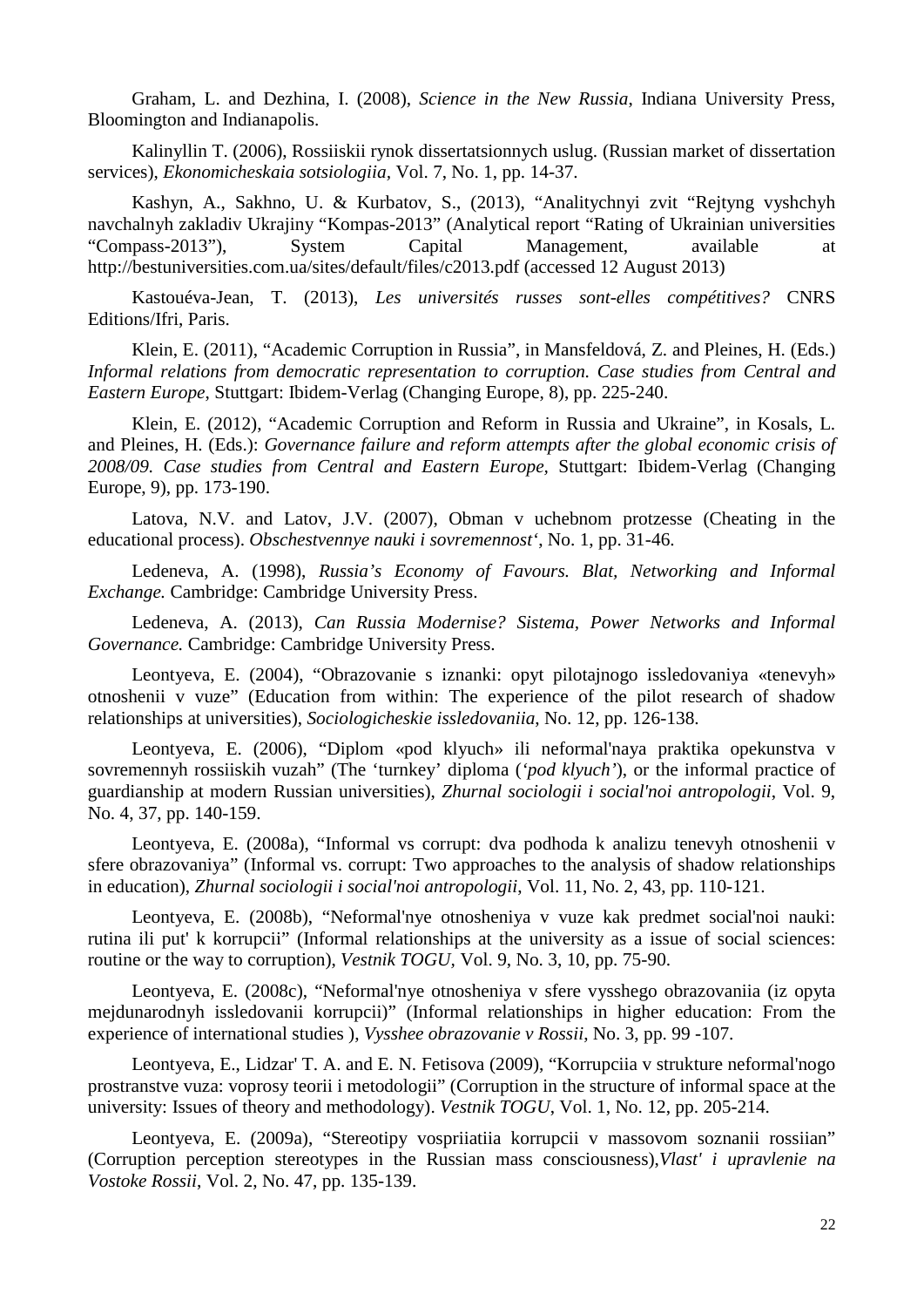Graham, L. and Dezhina, I. (2008), *Science in the New Russia*, Indiana University Press, Bloomington and Indianapolis.

Kalinyllin T. (2006), Rossiiskii rynok dissertatsionnych uslug. (Russian market of dissertation services), *Ekonomicheskaia sotsiologiia,* Vol. 7, No. 1, pp. 14-37.

Kashyn, A., Sakhno, U. & Kurbatov, S., (2013), "Analitychnyi zvit "Rejtyng vyshchyh navchalnyh zakladiv Ukrajiny "Kompas-2013" (Analytical report "Rating of Ukrainian universities "Compass-2013"), System Capital Management, available at http://bestuniversities.com.ua/sites/default/files/c2013.pdf (accessed 12 August 2013)

Kastouéva-Jean, T. (2013), *Les universités russes sont-elles compétitives?* CNRS Editions/Ifri, Paris.

Klein, E. (2011), "Academic Corruption in Russia", in Mansfeldová, Z. and Pleines, H. (Eds.) *Informal relations from democratic representation to corruption. Case studies from Central and Eastern Europe*, Stuttgart: Ibidem-Verlag (Changing Europe, 8), pp. 225-240.

Klein, E. (2012), "Academic Corruption and Reform in Russia and Ukraine", in Kosals, L. and Pleines, H. (Eds.): *Governance failure and reform attempts after the global economic crisis of 2008/09. Case studies from Central and Eastern Europe,* Stuttgart: Ibidem-Verlag (Changing Europe, 9), pp. 173-190.

Latova, N.V. and Latov, J.V. (2007), Obman v uchebnom protzesse (Cheating in the educational process). *Obschestvennye nauki i sovremennost'*, No. 1, pp. 31-46.

Ledeneva, A. (1998), *Russia's Economy of Favours. Blat, Networking and Informal Exchange.* Cambridge: Cambridge University Press.

Ledeneva, A. (2013), *Can Russia Modernise? Sistema, Power Networks and Informal Governance.* Cambridge: Cambridge University Press.

Leontyeva, E. (2004), "Obrazovanie s iznanki: opyt pilotajnogo issledovaniya «tenevyh» otnoshenii v vuze" (Education from within: The experience of the pilot research of shadow relationships at universities), *Sociologicheskie issledovaniia*, No. 12, pp. 126-138.

Leontyeva, E. (2006), "Diplom «pod klyuch» ili neformal'naya praktika opekunstva v sovremennyh rossiiskih vuzah" (The 'turnkey' diploma (*'pod klyuch'*), or the informal practice of guardianship at modern Russian universities), *Zhurnal sociologii i social'noi antropologii*, Vol. 9, No. 4, 37, pp. 140-159.

Leontyeva, E. (2008a), "Informal vs corrupt: dva podhoda k analizu tenevyh otnoshenii v sfere obrazovaniya" (Informal vs. corrupt: Two approaches to the analysis of shadow relationships in education), *Zhurnal sociologii i social'noi antropologii*, Vol. 11, No. 2, 43, pp. 110-121.

Leontyeva, E. (2008b), "Neformal'nye otnosheniya v vuze kak predmet social'noi nauki: rutina ili put' k korrupcii" (Informal relationships at the university as a issue of social sciences: routine or the way to corruption), *Vestnik TOGU*, Vol. 9, No. 3, 10, pp. 75-90.

Leontyeva, E. (2008c), "Neformal'nye otnosheniya v sfere vysshego obrazovaniia (iz opyta mejdunarodnyh issledovanii korrupcii)" (Informal relationships in higher education: From the experience of international studies ), *Vysshee obrazovanie v Rossii*, No. 3, pp. 99 -107.

Leontyeva, E., Lidzar' T. A. and E. N. Fetisova (2009), "Korrupciia v strukture neformal'nogo prostranstve vuza: voprosy teorii i metodologii" (Corruption in the structure of informal space at the university: Issues of theory and methodology). *Vestnik TOGU*, Vol. 1, No. 12, pp. 205-214.

Leontyeva, E. (2009a), "Stereotipy vospriiatiia korrupcii v massovom soznanii rossiian" (Corruption perception stereotypes in the Russian mass consciousness),*Vlast' i upravlenie na Vostoke Rossii*, Vol. 2, No. 47, pp. 135-139.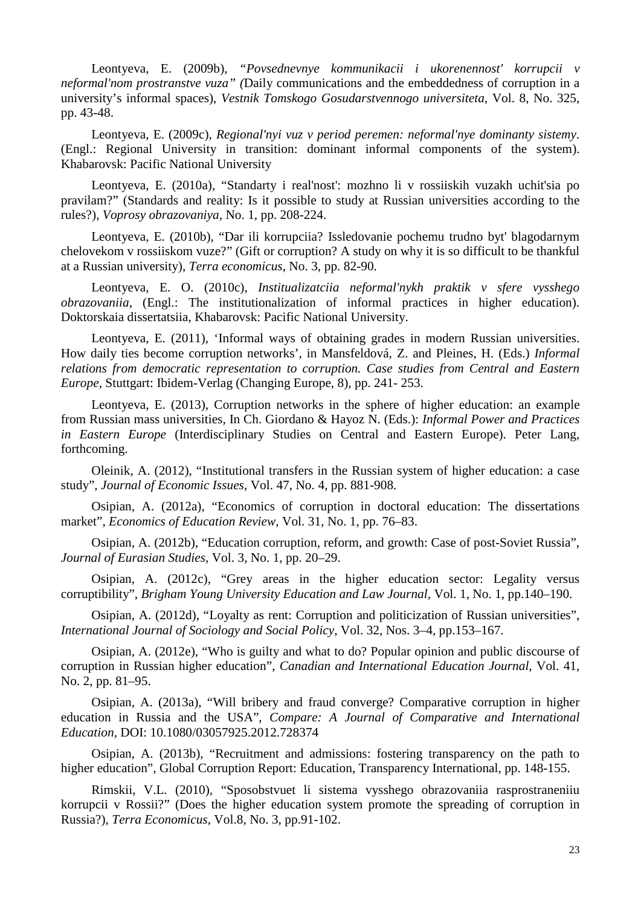Leontyeva, E. (2009b), *"Povsednevnye kommunikacii i ukorenennost' korrupcii v neformal'nom prostranstve vuza" (*Daily communications and the embeddedness of corruption in a university's informal spaces), *Vestnik Tomskogo Gosudarstvennogo universiteta*, Vol. 8, No. 325, pp. 43-48.

Leontyeva, E. (2009c), *Regional'nyi vuz v period peremen: neformal'nye dominanty sistemy*. (Engl.: Regional University in transition: dominant informal components of the system). Khabarovsk: Pacific National University

Leontyeva, E. (2010a), "Standarty i real'nost': mozhno li v rossiiskih vuzakh uchit'sia po pravilam?" (Standards and reality: Is it possible to study at Russian universities according to the rules?), *Voprosy obrazovaniya*, No. 1, pp. 208-224.

Leontyeva, E. (2010b), "Dar ili korrupciia? Issledovanie pochemu trudno byt' blagodarnym chelovekom v rossiiskom vuze?" (Gift or corruption? A study on why it is so difficult to be thankful at a Russian university), *Terra economicus*, No. 3, pp. 82-90.

Leontyeva, E. O. (2010c), *Institualizatciia neformal'nykh praktik v sfere vysshego obrazovaniia*, (Engl.: The institutionalization of informal practices in higher education). Doktorskaia dissertatsiia, Khabarovsk: Pacific National University.

Leontyeva, E. (2011), 'Informal ways of obtaining grades in modern Russian universities. How daily ties become corruption networks', in Mansfeldová, Z. and Pleines, H. (Eds.) *Informal relations from democratic representation to corruption. Case studies from Central and Eastern Europe*, Stuttgart: Ibidem-Verlag (Changing Europe, 8), pp. 241- 253.

Leontyeva, E. (2013), Corruption networks in the sphere of higher education: an example from Russian mass universities, In Ch. Giordano & Hayoz N. (Eds.): *Informal Power and Practices in Eastern Europe* (Interdisciplinary Studies on Central and Eastern Europe). Peter Lang, forthcoming.

Oleinik, A. (2012), "Institutional transfers in the Russian system of higher education: a case study", *Journal of Economic Issues*, Vol. 47, No. 4, pp. 881-908.

Osipian, A. (2012a), "Economics of corruption in doctoral education: The dissertations market", *Economics of Education Review*, Vol. 31, No. 1, pp. 76–83.

Osipian, A. (2012b), "Education corruption, reform, and growth: Case of post-Soviet Russia", *Journal of Eurasian Studies*, Vol. 3, No. 1, pp. 20–29.

Osipian, A. (2012c), "Grey areas in the higher education sector: Legality versus corruptibility", *Brigham Young University Education and Law Journal*, Vol. 1, No. 1, pp.140–190.

Osipian, A. (2012d), "Loyalty as rent: Corruption and politicization of Russian universities", *International Journal of Sociology and Social Policy*, Vol. 32, Nos. 3–4, pp.153–167.

Osipian, A. (2012e), "Who is guilty and what to do? Popular opinion and public discourse of corruption in Russian higher education", *Canadian and International Education Journal*, Vol. 41, No. 2, pp. 81–95.

Osipian, A. (2013a), "Will bribery and fraud converge? Comparative corruption in higher education in Russia and the USA", *Compare: A Journal of Comparative and International Education*, DOI: 10.1080/03057925.2012.728374

Osipian, A. (2013b), "Recruitment and admissions: fostering transparency on the path to higher education", Global Corruption Report: Education, Transparency International, pp. 148-155.

Rimskii, V.L. (2010), "Sposobstvuet li sistema vysshego obrazovaniia rasprostraneniiu korrupcii v Rossii?" (Does the higher education system promote the spreading of corruption in Russia?), *Terra Economicus*, Vol.8, No. 3, pp.91-102.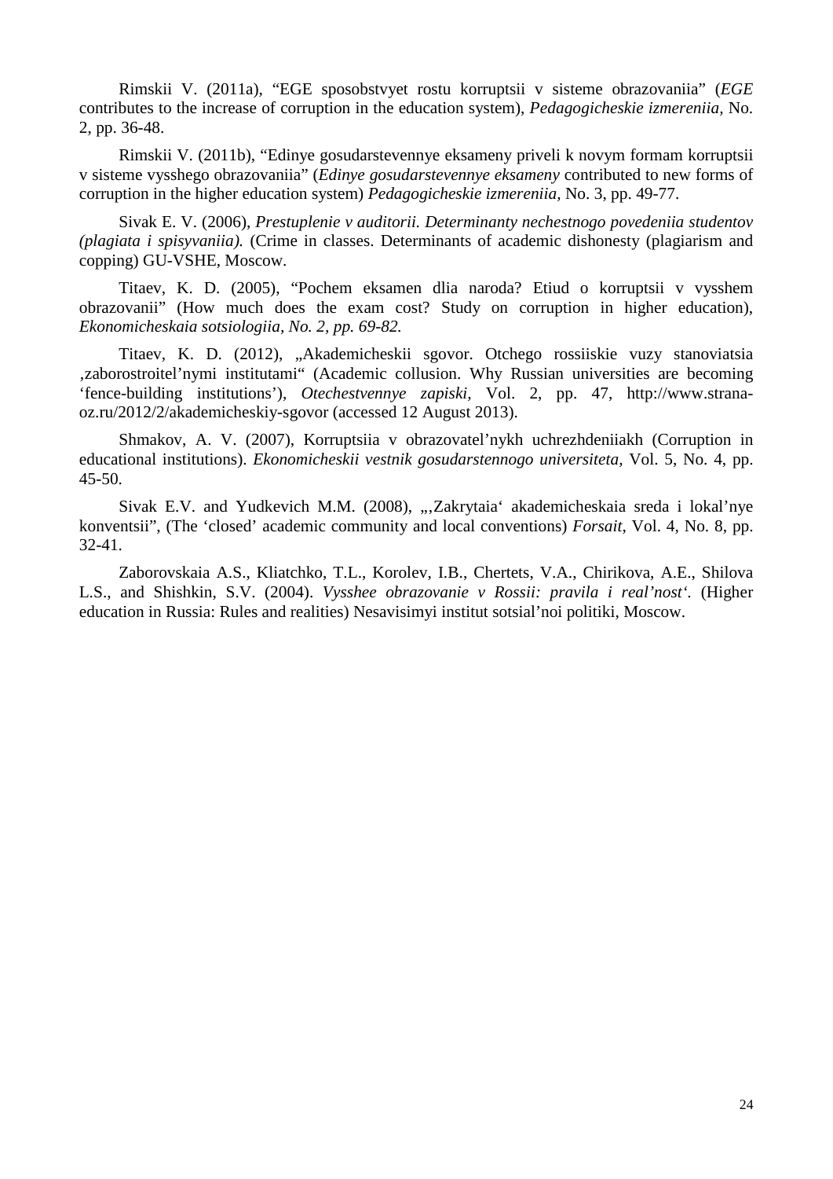Rimskii V. (2011a), "EGE sposobstvyet rostu korruptsii v sisteme obrazovaniia" (*EGE* contributes to the increase of corruption in the education system), *Pedagogicheskie izmereniia*, No. 2, pp. 36-48.

Rimskii V. (2011b), "Edinye gosudarstevennye eksameny priveli k novym formam korruptsii v sisteme vysshego obrazovaniia" (*Edinye gosudarstevennye eksameny* contributed to new forms of corruption in the higher education system) *Pedagogicheskie izmereniia*, No. 3, pp. 49-77.

Sivak E. V. (2006), *Prestuplenie v auditorii. Determinanty nechestnogo povedeniia studentov (plagiata i spisyvaniia).* (Crime in classes. Determinants of academic dishonesty (plagiarism and copping) GU-VSHE, Moscow.

Titaev, K. D. (2005), "Pochem eksamen dlia naroda? Etiud o korruptsii v vysshem obrazovanii" (How much does the exam cost? Study on corruption in higher education), *Ekonomicheskaia sotsiologiia, No. 2, pp. 69-82.*

Titaev, K. D. (2012), „Akademicheskii sgovor. Otchego rossiiskie vuzy stanoviatsia ‚zaborostroitel'nymi institutami" (Academic collusion. Why Russian universities are becoming 'fence-building institutions'), *Otechestvennye zapiski*, Vol. 2, pp. 47, http://www.strana-oz.ru/2012/2/akademicheskiy-sgovor (accessed 12 August 2013).

Shmakov, A. V. (2007), Korruptsiia v obrazovatel'nykh uchrezhdeniiakh (Corruption in educational institutions). *Ekonomicheskii vestnik gosudarstennogo universiteta*, Vol. 5, No. 4, pp. 45-50.

Sivak E.V. and Yudkevich M.M. (2008), „‚Zakrytaia' akademicheskaia sreda i lokal'nye konventsii", (The 'closed' academic community and local conventions) *Forsait*, Vol. 4, No. 8, pp. 32-41.

Zaborovskaia A.S., Kliatchko, T.L., Korolev, I.B., Chertets, V.A., Chirikova, A.E., Shilova L.S., and Shishkin, S.V. (2004). *Vysshee obrazovanie v Rossii: pravila i real'nost'.* (Higher education in Russia: Rules and realities) Nesavisimyi institut sotsial'noi politiki, Moscow.